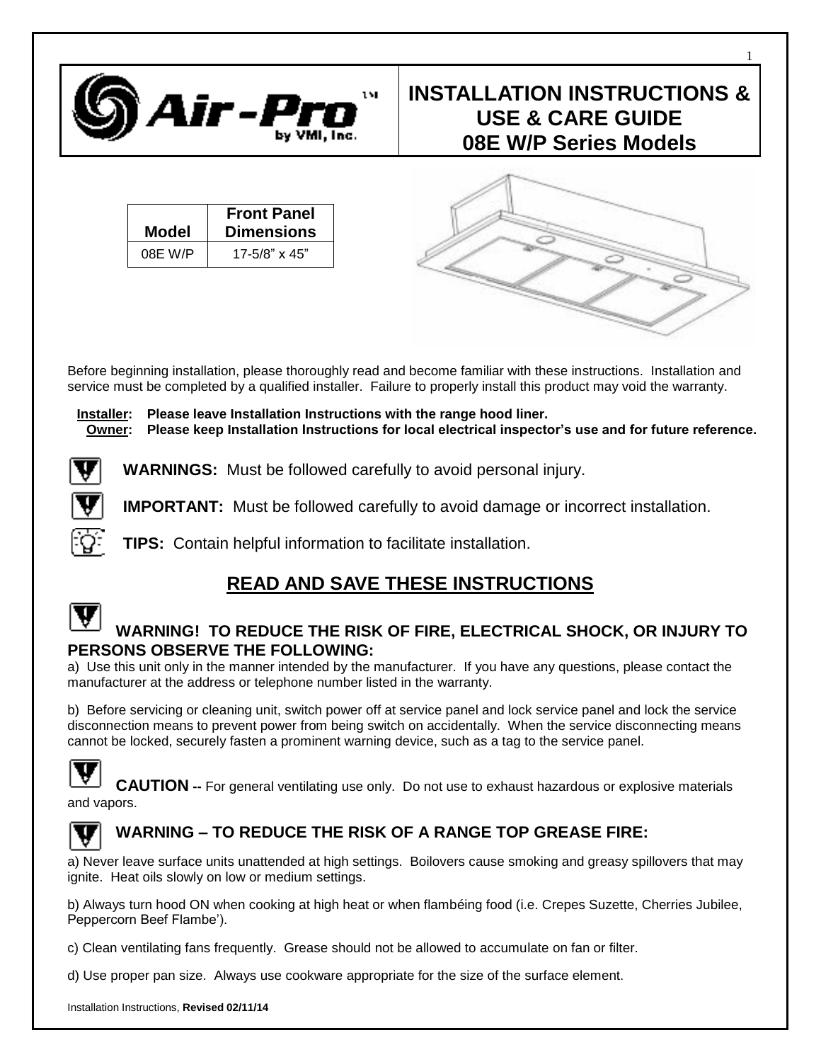# INSTALLATION INSTRUCTIONS & USE & CARE GUIDE 08E W/P Series Models

| Model | Front Panel Dimensions |
|---|---|
| 08E W/P | 17-5/8" x 45" |

Before beginning installation, please thoroughly read and become familiar with these instructions. Installation and service must be completed by a qualified installer. Failure to properly install this product may void the warranty.

**Installer: Please leave Installation Instructions with the range hood liner.**
**Owner: Please keep Installation Instructions for local electrical inspector's use and for future reference.**

**WARNINGS:** Must be followed carefully to avoid personal injury.

**IMPORTANT:** Must be followed carefully to avoid damage or incorrect installation.

**TIPS:** Contain helpful information to facilitate installation.

## READ AND SAVE THESE INSTRUCTIONS

### WARNING! TO REDUCE THE RISK OF FIRE, ELECTRICAL SHOCK, OR INJURY TO PERSONS OBSERVE THE FOLLOWING:

a) Use this unit only in the manner intended by the manufacturer. If you have any questions, please contact the manufacturer at the address or telephone number listed in the warranty.

b) Before servicing or cleaning unit, switch power off at service panel and lock service panel and lock the service disconnection means to prevent power from being switch on accidentally. When the service disconnecting means cannot be locked, securely fasten a prominent warning device, such as a tag to the service panel.

**CAUTION --** For general ventilating use only. Do not use to exhaust hazardous or explosive materials and vapors.

### WARNING – TO REDUCE THE RISK OF A RANGE TOP GREASE FIRE:

a) Never leave surface units unattended at high settings. Boilovers cause smoking and greasy spillovers that may ignite. Heat oils slowly on low or medium settings.

b) Always turn hood ON when cooking at high heat or when flambéing food (i.e. Crepes Suzette, Cherries Jubilee, Peppercorn Beef Flambe').

c) Clean ventilating fans frequently. Grease should not be allowed to accumulate on fan or filter.

d) Use proper pan size. Always use cookware appropriate for the size of the surface element.

Installation Instructions, **Revised 02/11/14**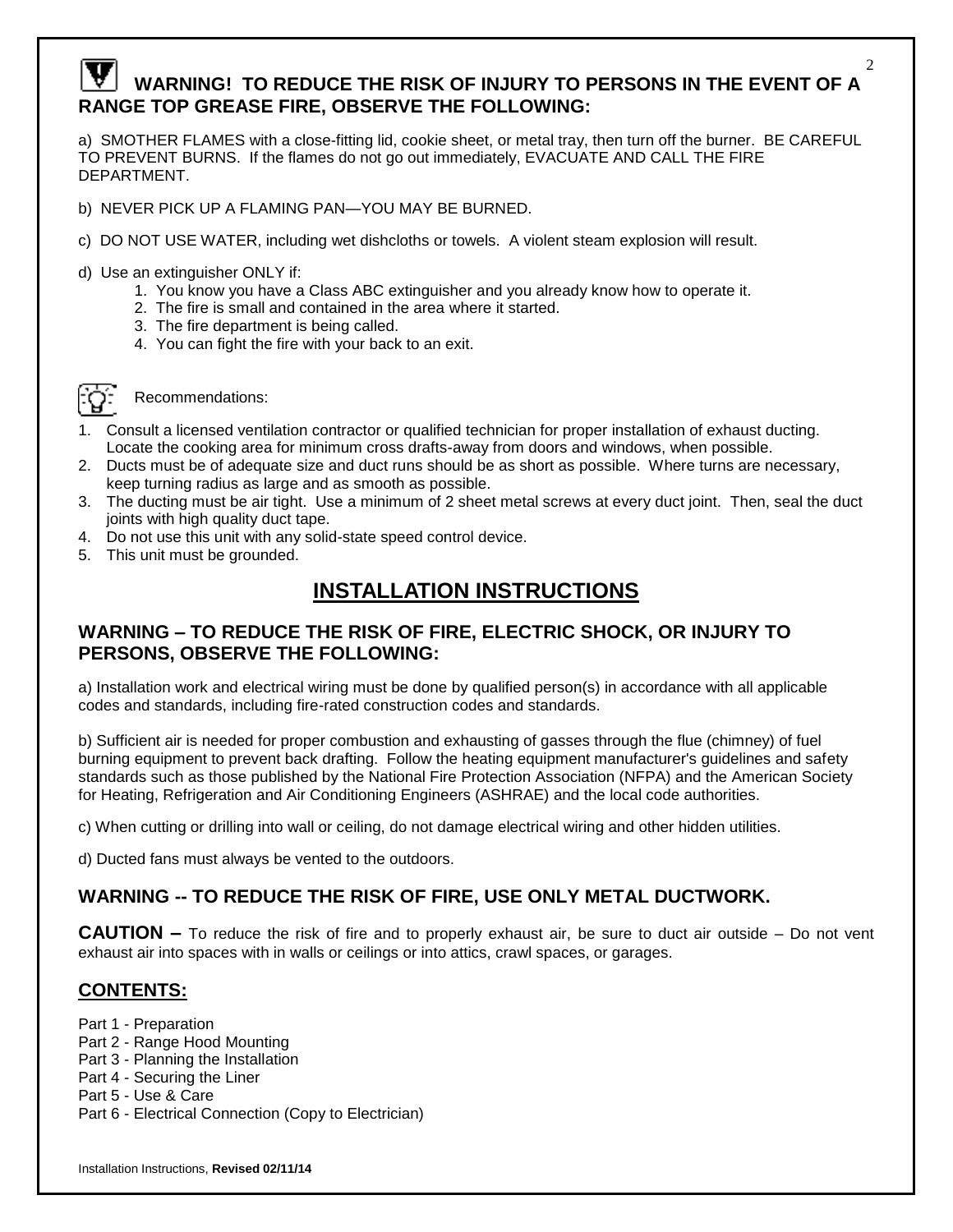## WARNING! TO REDUCE THE RISK OF INJURY TO PERSONS IN THE EVENT OF A RANGE TOP GREASE FIRE, OBSERVE THE FOLLOWING:

a) SMOTHER FLAMES with a close-fitting lid, cookie sheet, or metal tray, then turn off the burner. BE CAREFUL TO PREVENT BURNS. If the flames do not go out immediately, EVACUATE AND CALL THE FIRE DEPARTMENT.

b) NEVER PICK UP A FLAMING PAN—YOU MAY BE BURNED.

c) DO NOT USE WATER, including wet dishcloths or towels. A violent steam explosion will result.

d) Use an extinguisher ONLY if:

1. You know you have a Class ABC extinguisher and you already know how to operate it.
2. The fire is small and contained in the area where it started.
3. The fire department is being called.
4. You can fight the fire with your back to an exit.

Recommendations:

1. Consult a licensed ventilation contractor or qualified technician for proper installation of exhaust ducting. Locate the cooking area for minimum cross drafts-away from doors and windows, when possible.
2. Ducts must be of adequate size and duct runs should be as short as possible. Where turns are necessary, keep turning radius as large and as smooth as possible.
3. The ducting must be air tight. Use a minimum of 2 sheet metal screws at every duct joint. Then, seal the duct joints with high quality duct tape.
4. Do not use this unit with any solid-state speed control device.
5. This unit must be grounded.

# INSTALLATION INSTRUCTIONS

## WARNING – TO REDUCE THE RISK OF FIRE, ELECTRIC SHOCK, OR INJURY TO PERSONS, OBSERVE THE FOLLOWING:

a) Installation work and electrical wiring must be done by qualified person(s) in accordance with all applicable codes and standards, including fire-rated construction codes and standards.

b) Sufficient air is needed for proper combustion and exhausting of gasses through the flue (chimney) of fuel burning equipment to prevent back drafting. Follow the heating equipment manufacturer's guidelines and safety standards such as those published by the National Fire Protection Association (NFPA) and the American Society for Heating, Refrigeration and Air Conditioning Engineers (ASHRAE) and the local code authorities.

c) When cutting or drilling into wall or ceiling, do not damage electrical wiring and other hidden utilities.

d) Ducted fans must always be vented to the outdoors.

## WARNING -- TO REDUCE THE RISK OF FIRE, USE ONLY METAL DUCTWORK.

**CAUTION –** To reduce the risk of fire and to properly exhaust air, be sure to duct air outside – Do not vent exhaust air into spaces with in walls or ceilings or into attics, crawl spaces, or garages.

## CONTENTS:

Part 1 - Preparation
Part 2 - Range Hood Mounting
Part 3 - Planning the Installation
Part 4 - Securing the Liner
Part 5 - Use & Care
Part 6 - Electrical Connection (Copy to Electrician)

Installation Instructions, **Revised 02/11/14**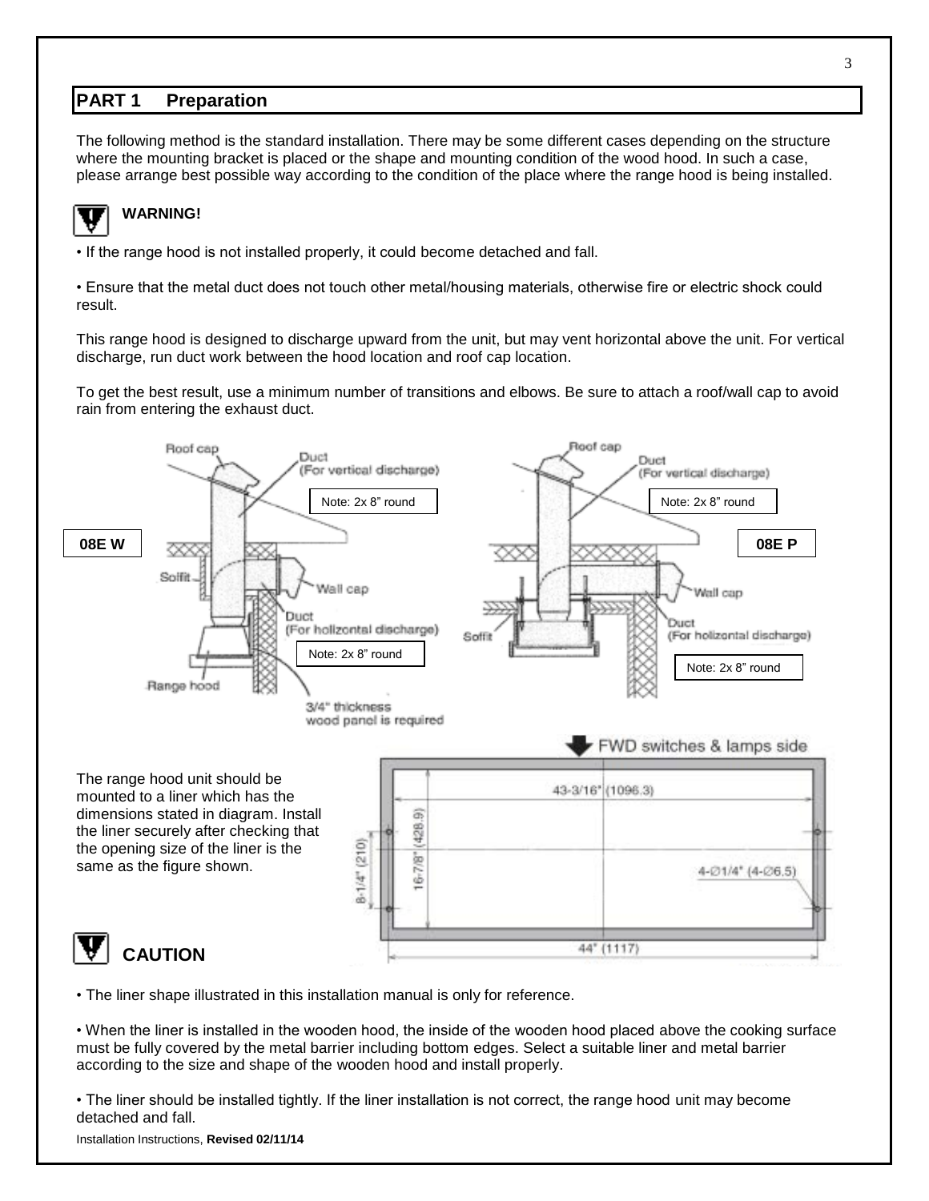## PART 1 Preparation

The following method is the standard installation. There may be some different cases depending on the structure where the mounting bracket is placed or the shape and mounting condition of the wood hood. In such a case, please arrange best possible way according to the condition of the place where the range hood is being installed.

**WARNING!**

• If the range hood is not installed properly, it could become detached and fall.

• Ensure that the metal duct does not touch other metal/housing materials, otherwise fire or electric shock could result.

This range hood is designed to discharge upward from the unit, but may vent horizontal above the unit. For vertical discharge, run duct work between the hood location and roof cap location.

To get the best result, use a minimum number of transitions and elbows. Be sure to attach a roof/wall cap to avoid rain from entering the exhaust duct.

**08E W**

Roof cap
Duct (For vertical discharge)
Note: 2x 8" round
Soffit
Wall cap
Duct (For horizontal discharge)
Note: 2x 8" round
Range hood
3/4" thickness wood panel is required

**08E P**

Roof cap
Duct (For vertical discharge)
Note: 2x 8" round
Soffit
Wall cap
Duct (For horizontal discharge)
Note: 2x 8" round

The range hood unit should be mounted to a liner which has the dimensions stated in diagram. Install the liner securely after checking that the opening size of the liner is the same as the figure shown.

FWD switches & lamps side
43-3/16" (1096.3)
16-7/8" (428.9)
8-1/4" (210)
4-Ø1/4" (4-Ø6.5)
44" (1117)

**CAUTION**

• The liner shape illustrated in this installation manual is only for reference.

• When the liner is installed in the wooden hood, the inside of the wooden hood placed above the cooking surface must be fully covered by the metal barrier including bottom edges. Select a suitable liner and metal barrier according to the size and shape of the wooden hood and install properly.

• The liner should be installed tightly. If the liner installation is not correct, the range hood unit may become detached and fall.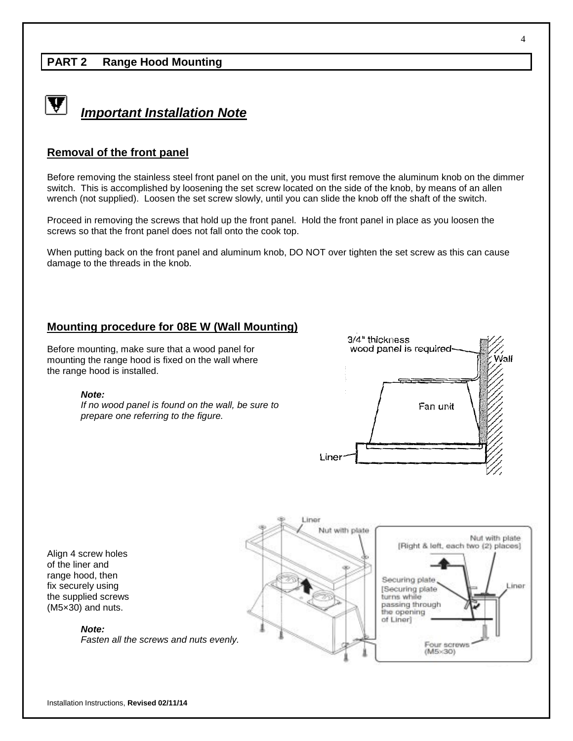## PART 2 Range Hood Mounting

### *Important Installation Note*

**Removal of the front panel**

Before removing the stainless steel front panel on the unit, you must first remove the aluminum knob on the dimmer switch. This is accomplished by loosening the set screw located on the side of the knob, by means of an allen wrench (not supplied). Loosen the set screw slowly, until you can slide the knob off the shaft of the switch.

Proceed in removing the screws that hold up the front panel. Hold the front panel in place as you loosen the screws so that the front panel does not fall onto the cook top.

When putting back on the front panel and aluminum knob, DO NOT over tighten the set screw as this can cause damage to the threads in the knob.

**Mounting procedure for 08E W (Wall Mounting)**

Before mounting, make sure that a wood panel for mounting the range hood is fixed on the wall where the range hood is installed.

> ***Note:***
> *If no wood panel is found on the wall, be sure to prepare one referring to the figure.*

3/4" thickness wood panel is required

Wall

Fan unit

Liner

Align 4 screw holes of the liner and range hood, then fix securely using the supplied screws (M5×30) and nuts.

> ***Note:***
> *Fasten all the screws and nuts evenly.*

Liner

Nut with plate

Nut with plate [Right & left, each two (2) places]

Securing plate [Securing plate turns while passing through the opening of Liner]

Liner

Four screws (M5×30)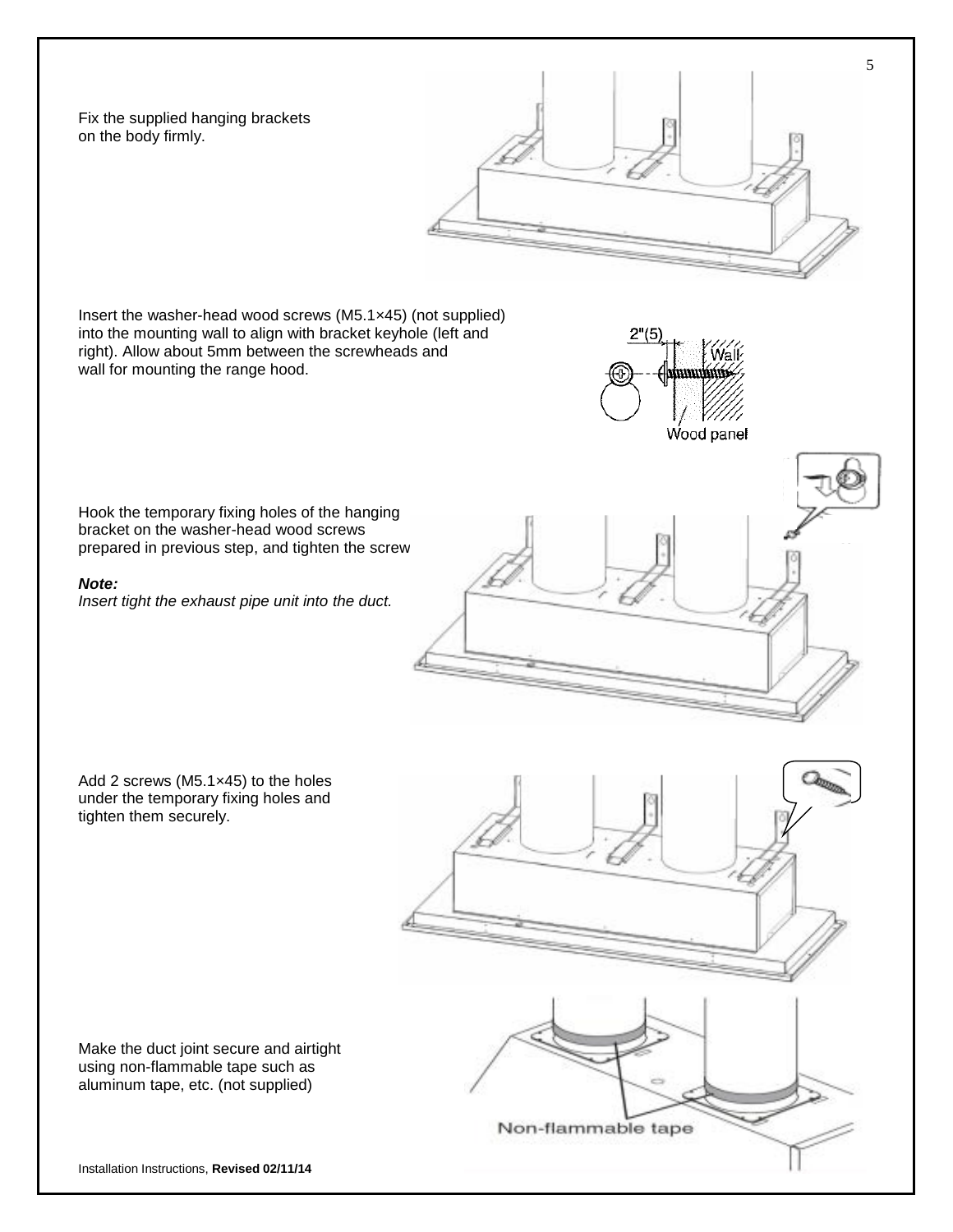Fix the supplied hanging brackets on the body firmly.

Insert the washer-head wood screws (M5.1×45) (not supplied) into the mounting wall to align with bracket keyhole (left and right). Allow about 5mm between the screwheads and wall for mounting the range hood.

2"(5)

Wall

Wood panel

Hook the temporary fixing holes of the hanging bracket on the washer-head wood screws prepared in previous step, and tighten the screw

***Note:***
*Insert tight the exhaust pipe unit into the duct.*

Add 2 screws (M5.1×45) to the holes under the temporary fixing holes and tighten them securely.

Make the duct joint secure and airtight using non-flammable tape such as aluminum tape, etc. (not supplied)

Non-flammable tape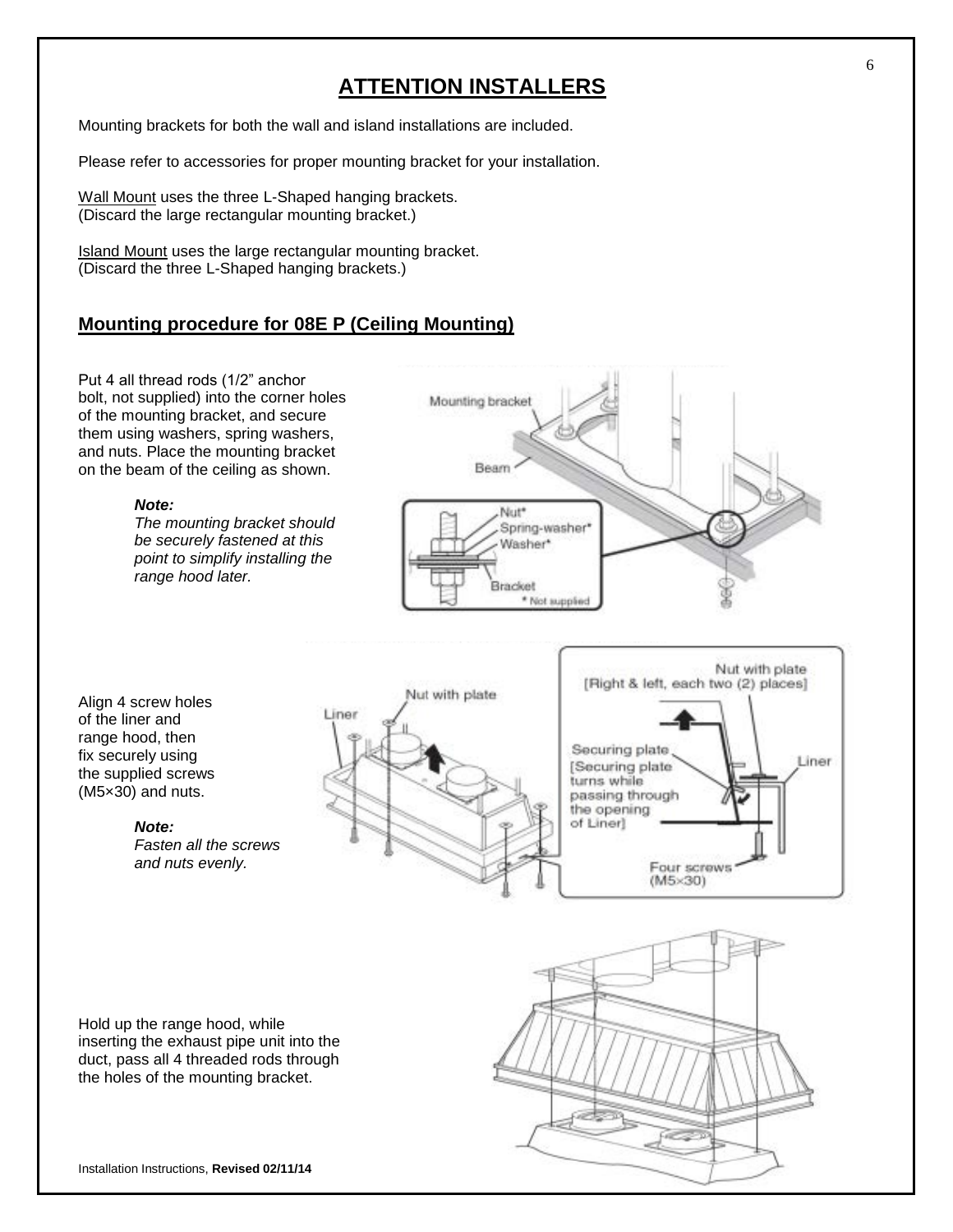# ATTENTION INSTALLERS

Mounting brackets for both the wall and island installations are included.

Please refer to accessories for proper mounting bracket for your installation.

Wall Mount uses the three L-Shaped hanging brackets. (Discard the large rectangular mounting bracket.)

Island Mount uses the large rectangular mounting bracket. (Discard the three L-Shaped hanging brackets.)

## Mounting procedure for 08E P (Ceiling Mounting)

Put 4 all thread rods (1/2" anchor bolt, not supplied) into the corner holes of the mounting bracket, and secure them using washers, spring washers, and nuts. Place the mounting bracket on the beam of the ceiling as shown.

> ***Note:***
> *The mounting bracket should be securely fastened at this point to simplify installing the range hood later.*

Align 4 screw holes of the liner and range hood, then fix securely using the supplied screws (M5×30) and nuts.

> ***Note:***
> *Fasten all the screws and nuts evenly.*

Hold up the range hood, while inserting the exhaust pipe unit into the duct, pass all 4 threaded rods through the holes of the mounting bracket.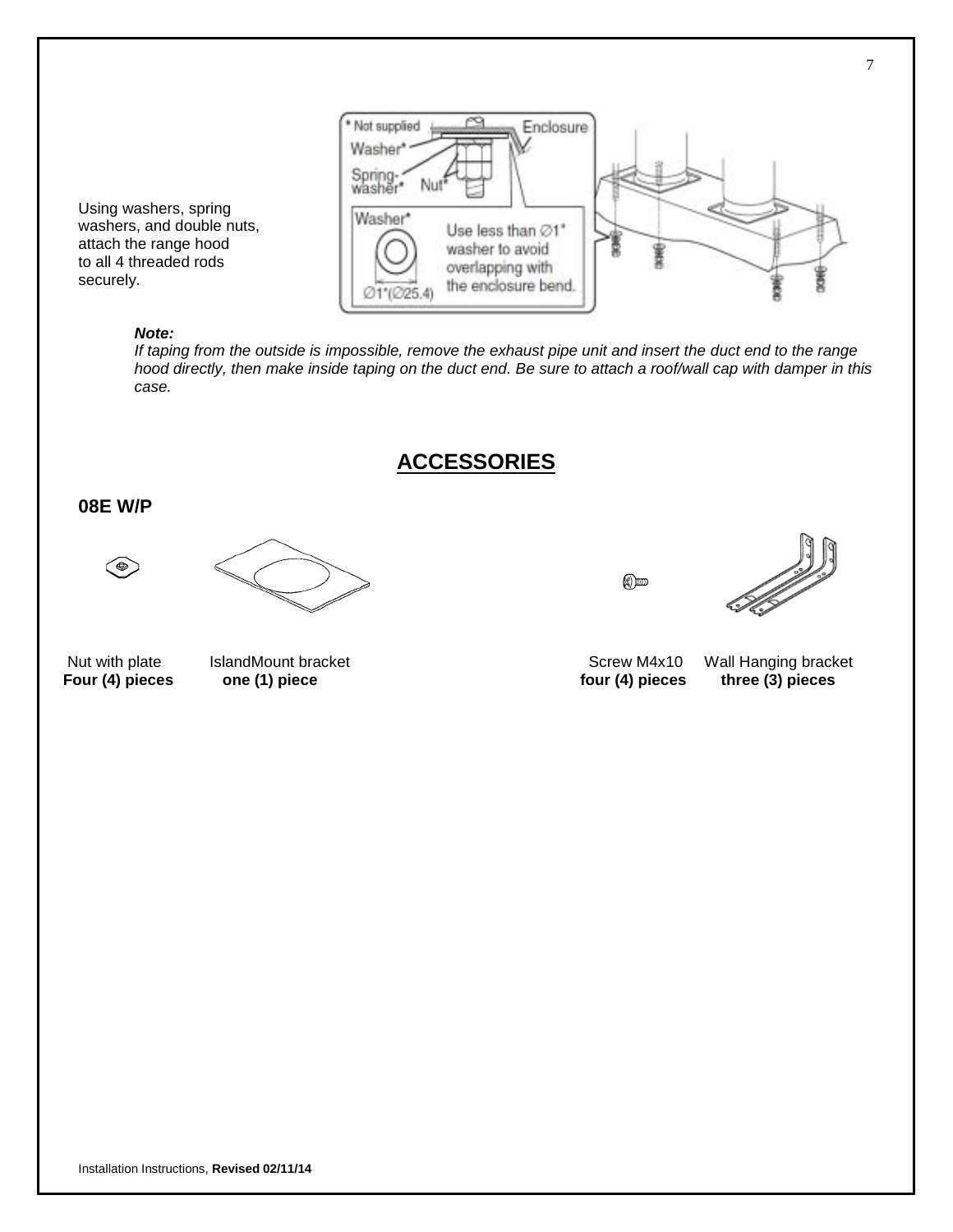Using washers, spring washers, and double nuts, attach the range hood to all 4 threaded rods securely.

***Note:***
*If taping from the outside is impossible, remove the exhaust pipe unit and insert the duct end to the range hood directly, then make inside taping on the duct end. Be sure to attach a roof/wall cap with damper in this case.*

## ACCESSORIES

### 08E W/P

| Nut with plate | IslandMount bracket | Screw M4x10 | Wall Hanging bracket |
| --- | --- | --- | --- |
| **Four (4) pieces** | **one (1) piece** | **four (4) pieces** | **three (3) pieces** |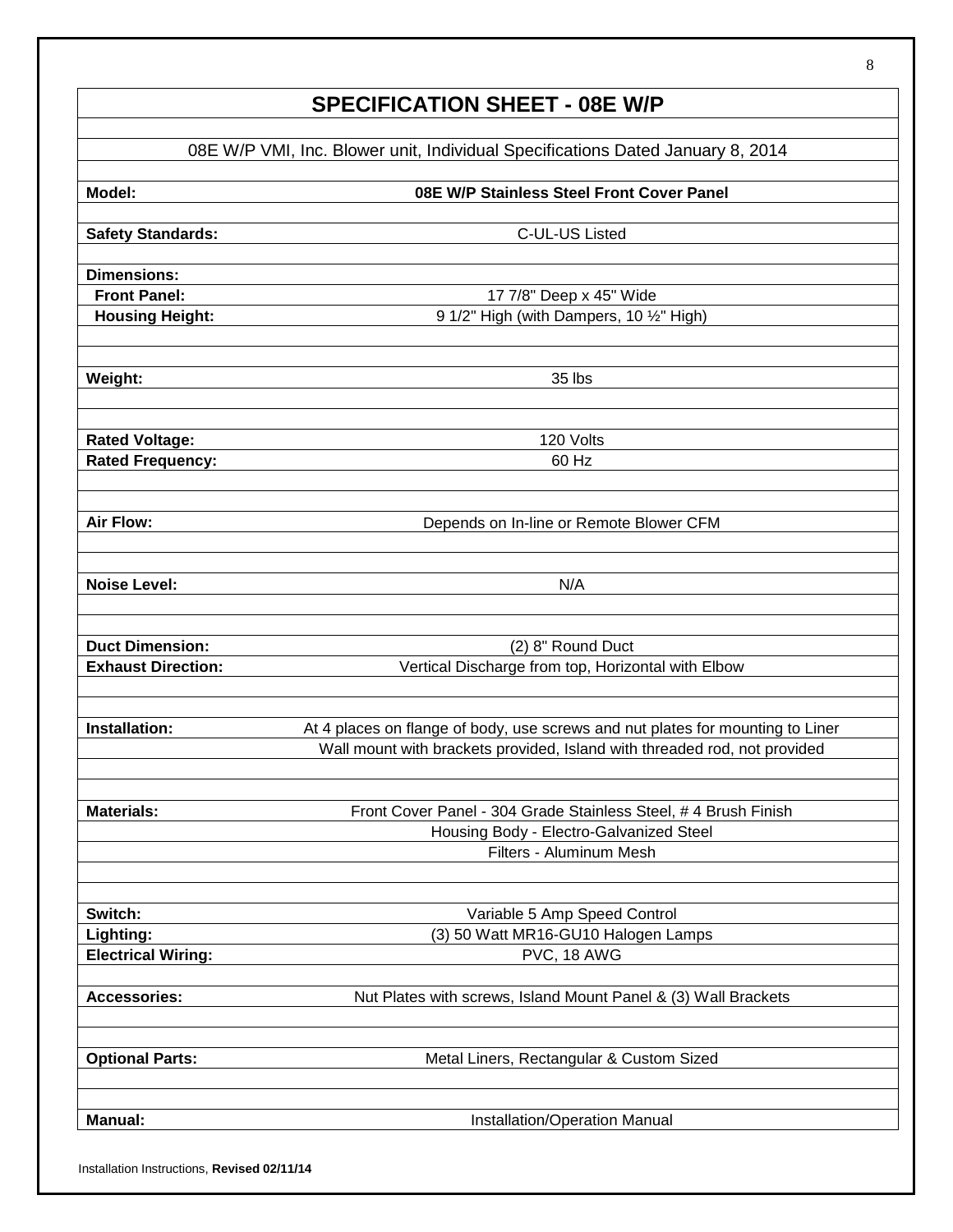# SPECIFICATION SHEET - 08E W/P

08E W/P VMI, Inc. Blower unit, Individual Specifications Dated January 8, 2014

| | |
|---|---|
| **Model:** | **08E W/P Stainless Steel Front Cover Panel** |
| **Safety Standards:** | C-UL-US Listed |
| **Dimensions:** | |
| **Front Panel:** | 17 7/8" Deep x 45" Wide |
| **Housing Height:** | 9 1/2" High (with Dampers, 10 ½" High) |
| **Weight:** | 35 lbs |
| **Rated Voltage:** | 120 Volts |
| **Rated Frequency:** | 60 Hz |
| **Air Flow:** | Depends on In-line or Remote Blower CFM |
| **Noise Level:** | N/A |
| **Duct Dimension:** | (2) 8" Round Duct |
| **Exhaust Direction:** | Vertical Discharge from top, Horizontal with Elbow |
| **Installation:** | At 4 places on flange of body, use screws and nut plates for mounting to Liner |
| | Wall mount with brackets provided, Island with threaded rod, not provided |
| **Materials:** | Front Cover Panel - 304 Grade Stainless Steel, # 4 Brush Finish |
| | Housing Body - Electro-Galvanized Steel |
| | Filters - Aluminum Mesh |
| **Switch:** | Variable 5 Amp Speed Control |
| **Lighting:** | (3) 50 Watt MR16-GU10 Halogen Lamps |
| **Electrical Wiring:** | PVC, 18 AWG |
| **Accessories:** | Nut Plates with screws, Island Mount Panel & (3) Wall Brackets |
| **Optional Parts:** | Metal Liners, Rectangular & Custom Sized |
| **Manual:** | Installation/Operation Manual |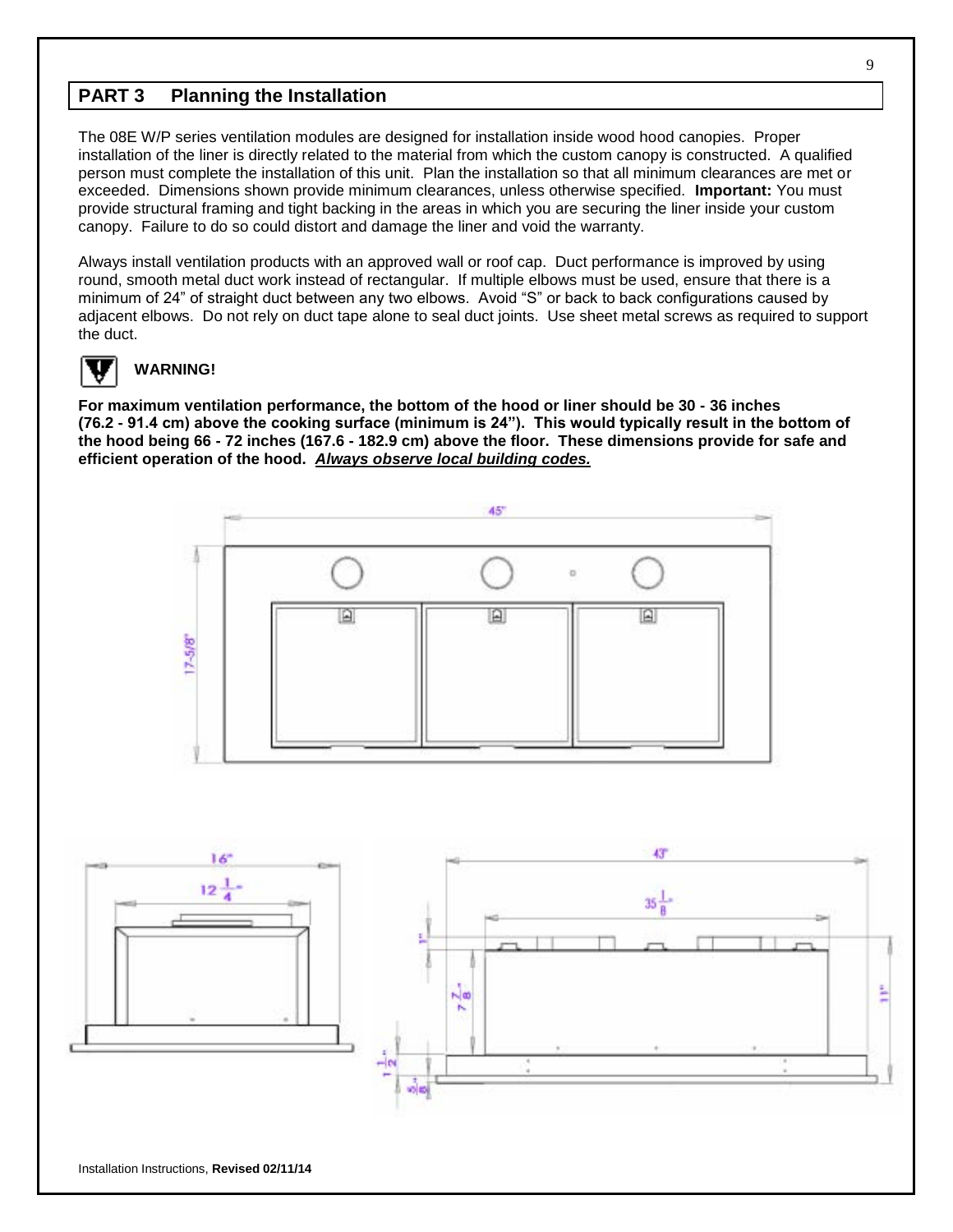## PART 3 Planning the Installation

The 08E W/P series ventilation modules are designed for installation inside wood hood canopies. Proper installation of the liner is directly related to the material from which the custom canopy is constructed. A qualified person must complete the installation of this unit. Plan the installation so that all minimum clearances are met or exceeded. Dimensions shown provide minimum clearances, unless otherwise specified. **Important:** You must provide structural framing and tight backing in the areas in which you are securing the liner inside your custom canopy. Failure to do so could distort and damage the liner and void the warranty.

Always install ventilation products with an approved wall or roof cap. Duct performance is improved by using round, smooth metal duct work instead of rectangular. If multiple elbows must be used, ensure that there is a minimum of 24" of straight duct between any two elbows. Avoid "S" or back to back configurations caused by adjacent elbows. Do not rely on duct tape alone to seal duct joints. Use sheet metal screws as required to support the duct.

**WARNING!**

**For maximum ventilation performance, the bottom of the hood or liner should be 30 - 36 inches (76.2 - 91.4 cm) above the cooking surface (minimum is 24"). This would typically result in the bottom of the hood being 66 - 72 inches (167.6 - 182.9 cm) above the floor. These dimensions provide for safe and efficient operation of the hood. _Always observe local building codes._**

45"

17-5/8"

16"

12 1/4"

43"

35 1/8"

1"

7 7/8"

11"

1 1/2"

5/8"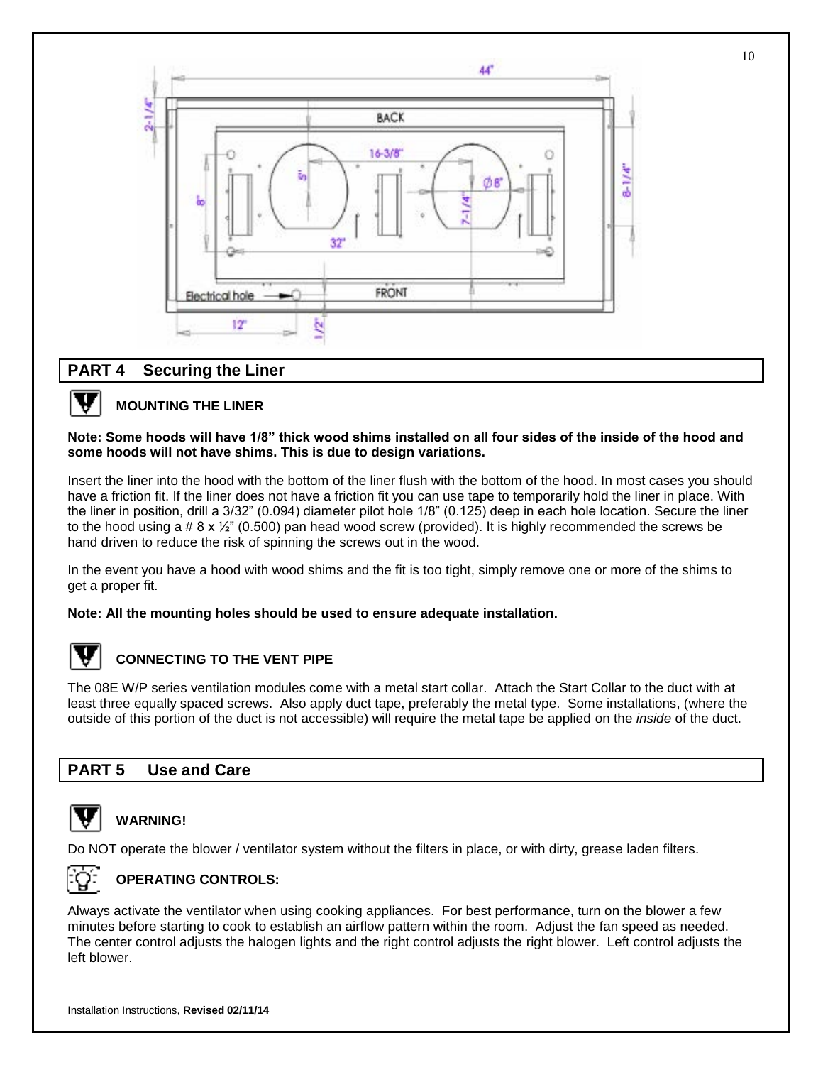## PART 4 Securing the Liner

### MOUNTING THE LINER

**Note: Some hoods will have 1/8" thick wood shims installed on all four sides of the inside of the hood and some hoods will not have shims. This is due to design variations.**

Insert the liner into the hood with the bottom of the liner flush with the bottom of the hood. In most cases you should have a friction fit. If the liner does not have a friction fit you can use tape to temporarily hold the liner in place. With the liner in position, drill a 3/32" (0.094) diameter pilot hole 1/8" (0.125) deep in each hole location. Secure the liner to the hood using a # 8 x ½" (0.500) pan head wood screw (provided). It is highly recommended the screws be hand driven to reduce the risk of spinning the screws out in the wood.

In the event you have a hood with wood shims and the fit is too tight, simply remove one or more of the shims to get a proper fit.

**Note: All the mounting holes should be used to ensure adequate installation.**

### CONNECTING TO THE VENT PIPE

The 08E W/P series ventilation modules come with a metal start collar. Attach the Start Collar to the duct with at least three equally spaced screws. Also apply duct tape, preferably the metal type. Some installations, (where the outside of this portion of the duct is not accessible) will require the metal tape be applied on the *inside* of the duct.

## PART 5 Use and Care

### WARNING!

Do NOT operate the blower / ventilator system without the filters in place, or with dirty, grease laden filters.

### OPERATING CONTROLS:

Always activate the ventilator when using cooking appliances. For best performance, turn on the blower a few minutes before starting to cook to establish an airflow pattern within the room. Adjust the fan speed as needed. The center control adjusts the halogen lights and the right control adjusts the right blower. Left control adjusts the left blower.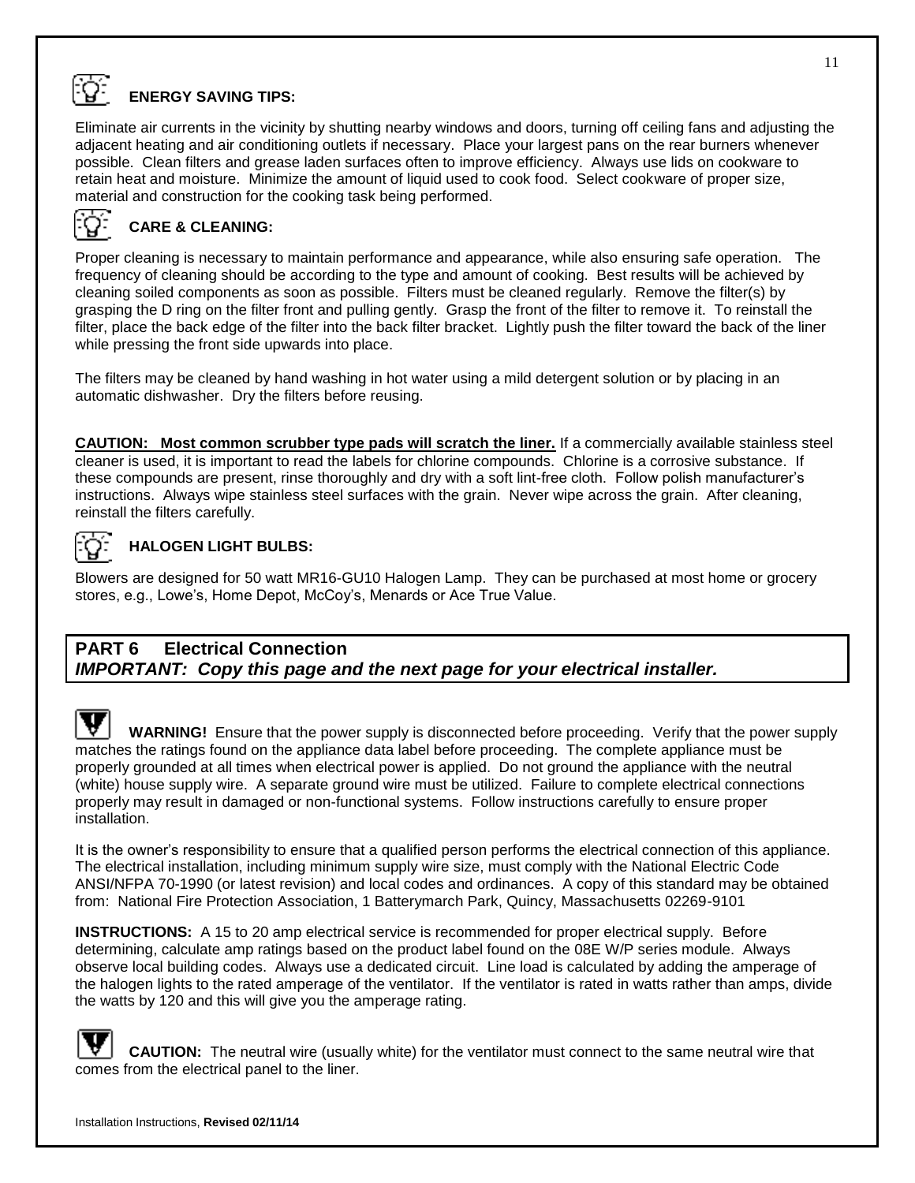## ENERGY SAVING TIPS:

Eliminate air currents in the vicinity by shutting nearby windows and doors, turning off ceiling fans and adjusting the adjacent heating and air conditioning outlets if necessary. Place your largest pans on the rear burners whenever possible. Clean filters and grease laden surfaces often to improve efficiency. Always use lids on cookware to retain heat and moisture. Minimize the amount of liquid used to cook food. Select cookware of proper size, material and construction for the cooking task being performed.

## CARE & CLEANING:

Proper cleaning is necessary to maintain performance and appearance, while also ensuring safe operation. The frequency of cleaning should be according to the type and amount of cooking. Best results will be achieved by cleaning soiled components as soon as possible. Filters must be cleaned regularly. Remove the filter(s) by grasping the D ring on the filter front and pulling gently. Grasp the front of the filter to remove it. To reinstall the filter, place the back edge of the filter into the back filter bracket. Lightly push the filter toward the back of the liner while pressing the front side upwards into place.

The filters may be cleaned by hand washing in hot water using a mild detergent solution or by placing in an automatic dishwasher. Dry the filters before reusing.

**CAUTION: Most common scrubber type pads will scratch the liner.** If a commercially available stainless steel cleaner is used, it is important to read the labels for chlorine compounds. Chlorine is a corrosive substance. If these compounds are present, rinse thoroughly and dry with a soft lint-free cloth. Follow polish manufacturer's instructions. Always wipe stainless steel surfaces with the grain. Never wipe across the grain. After cleaning, reinstall the filters carefully.

## HALOGEN LIGHT BULBS:

Blowers are designed for 50 watt MR16-GU10 Halogen Lamp. They can be purchased at most home or grocery stores, e.g., Lowe's, Home Depot, McCoy's, Menards or Ace True Value.

# PART 6 Electrical Connection

***IMPORTANT: Copy this page and the next page for your electrical installer.***

**WARNING!** Ensure that the power supply is disconnected before proceeding. Verify that the power supply matches the ratings found on the appliance data label before proceeding. The complete appliance must be properly grounded at all times when electrical power is applied. Do not ground the appliance with the neutral (white) house supply wire. A separate ground wire must be utilized. Failure to complete electrical connections properly may result in damaged or non-functional systems. Follow instructions carefully to ensure proper installation.

It is the owner's responsibility to ensure that a qualified person performs the electrical connection of this appliance. The electrical installation, including minimum supply wire size, must comply with the National Electric Code ANSI/NFPA 70-1990 (or latest revision) and local codes and ordinances. A copy of this standard may be obtained from: National Fire Protection Association, 1 Batterymarch Park, Quincy, Massachusetts 02269-9101

**INSTRUCTIONS:** A 15 to 20 amp electrical service is recommended for proper electrical supply. Before determining, calculate amp ratings based on the product label found on the 08E W/P series module. Always observe local building codes. Always use a dedicated circuit. Line load is calculated by adding the amperage of the halogen lights to the rated amperage of the ventilator. If the ventilator is rated in watts rather than amps, divide the watts by 120 and this will give you the amperage rating.

**CAUTION:** The neutral wire (usually white) for the ventilator must connect to the same neutral wire that comes from the electrical panel to the liner.

Installation Instructions, **Revised 02/11/14**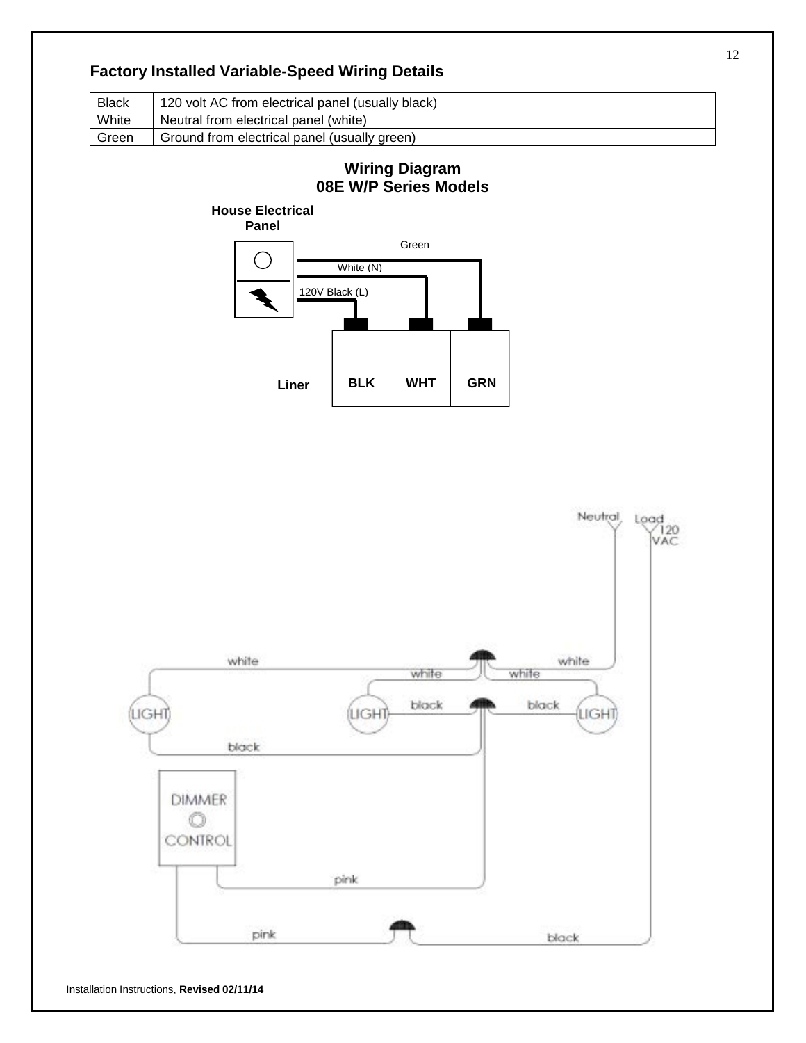## Factory Installed Variable-Speed Wiring Details

| Black | 120 volt AC from electrical panel (usually black) |
|---|---|
| White | Neutral from electrical panel (white) |
| Green | Ground from electrical panel (usually green) |

### Wiring Diagram
### 08E W/P Series Models

House Electrical Panel

Green

White (N)

120V Black (L)

Liner BLK WHT GRN

Neutral Load 120 VAC

white white white white

LIGHT LIGHT black black LIGHT

black

DIMMER CONTROL

pink

pink black

Installation Instructions, **Revised 02/11/14**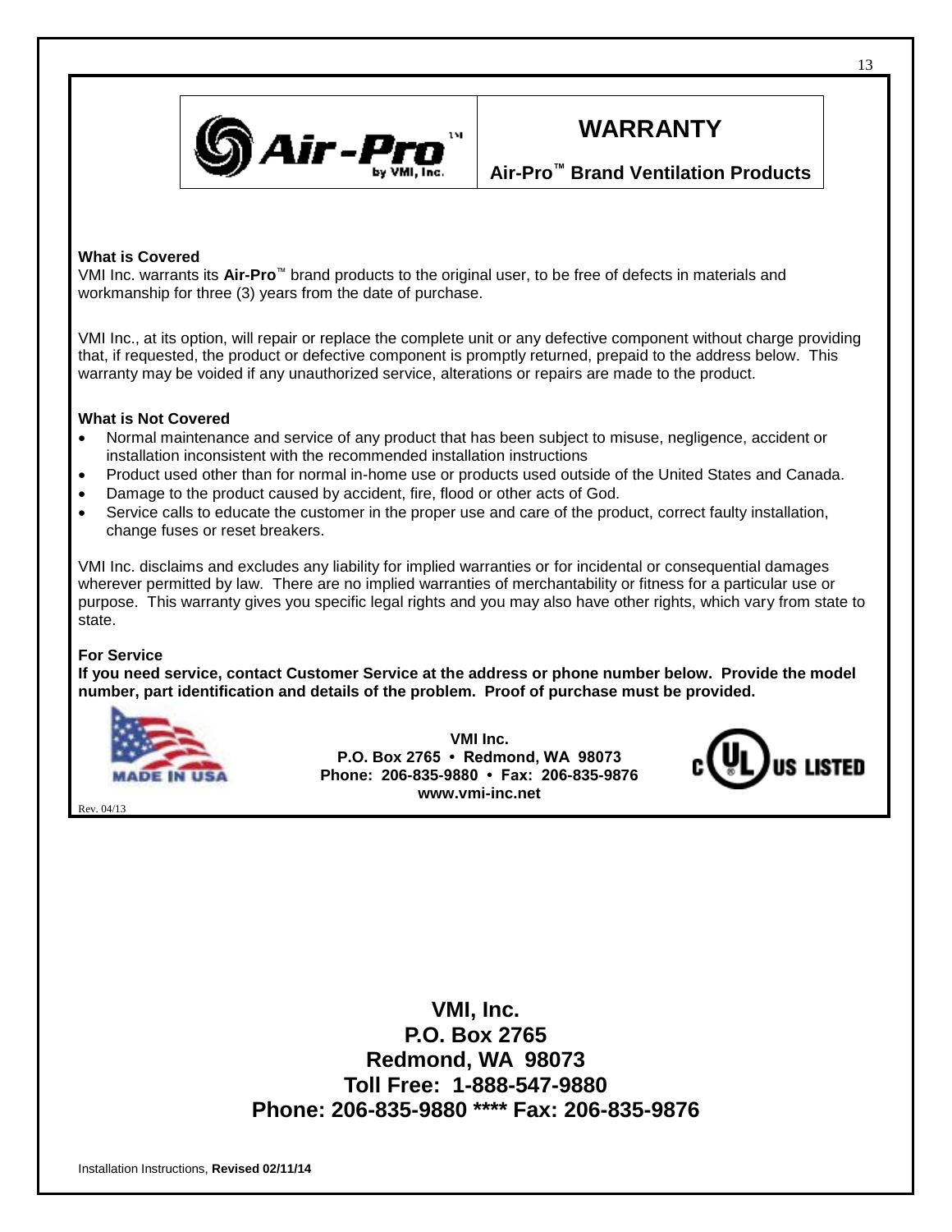# WARRANTY

## Air-Pro™ Brand Ventilation Products

**What is Covered**
VMI Inc. warrants its **Air-Pro**™ brand products to the original user, to be free of defects in materials and workmanship for three (3) years from the date of purchase.

VMI Inc., at its option, will repair or replace the complete unit or any defective component without charge providing that, if requested, the product or defective component is promptly returned, prepaid to the address below. This warranty may be voided if any unauthorized service, alterations or repairs are made to the product.

**What is Not Covered**

- Normal maintenance and service of any product that has been subject to misuse, negligence, accident or installation inconsistent with the recommended installation instructions
- Product used other than for normal in-home use or products used outside of the United States and Canada.
- Damage to the product caused by accident, fire, flood or other acts of God.
- Service calls to educate the customer in the proper use and care of the product, correct faulty installation, change fuses or reset breakers.

VMI Inc. disclaims and excludes any liability for implied warranties or for incidental or consequential damages wherever permitted by law. There are no implied warranties of merchantability or fitness for a particular use or purpose. This warranty gives you specific legal rights and you may also have other rights, which vary from state to state.

**For Service**
**If you need service, contact Customer Service at the address or phone number below. Provide the model number, part identification and details of the problem. Proof of purchase must be provided.**

MADE IN USA

**VMI Inc.**
**P.O. Box 2765 • Redmond, WA 98073**
**Phone: 206-835-9880 • Fax: 206-835-9876**
**www.vmi-inc.net**

c UL US LISTED

Rev. 04/13

**VMI, Inc.**
**P.O. Box 2765**
**Redmond, WA 98073**
**Toll Free: 1-888-547-9880**
**Phone: 206-835-9880 \*\*\*\* Fax: 206-835-9876**

Installation Instructions, **Revised 02/11/14**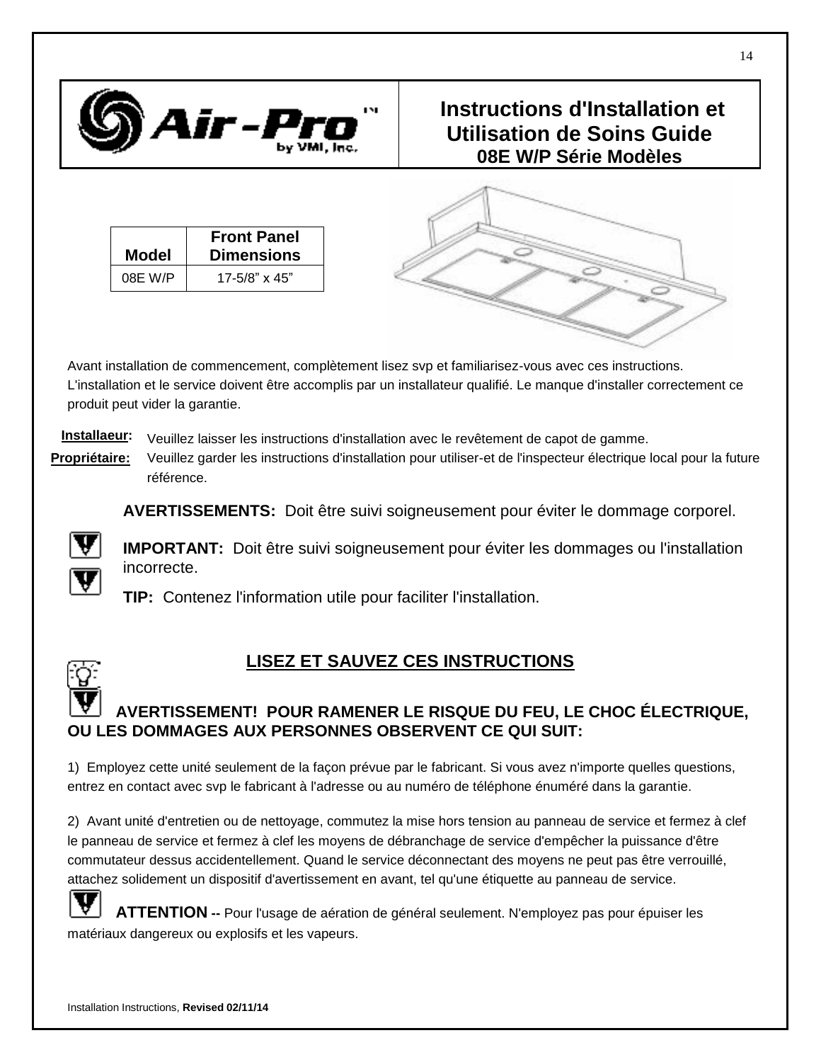# Instructions d'Installation et Utilisation de Soins Guide

## 08E W/P Série Modèles

| Model | Front Panel Dimensions |
|---|---|
| 08E W/P | 17-5/8" x 45" |

Avant installation de commencement, complètement lisez svp et familiarisez-vous avec ces instructions. L'installation et le service doivent être accomplis par un installateur qualifié. Le manque d'installer correctement ce produit peut vider la garantie.

**Installaeur:** Veuillez laisser les instructions d'installation avec le revêtement de capot de gamme.

**Propriétaire:** Veuillez garder les instructions d'installation pour utiliser-et de l'inspecteur électrique local pour la future référence.

**AVERTISSEMENTS:** Doit être suivi soigneusement pour éviter le dommage corporel.

**IMPORTANT:** Doit être suivi soigneusement pour éviter les dommages ou l'installation incorrecte.

**TIP:** Contenez l'information utile pour faciliter l'installation.

## LISEZ ET SAUVEZ CES INSTRUCTIONS

**AVERTISSEMENT! POUR RAMENER LE RISQUE DU FEU, LE CHOC ÉLECTRIQUE, OU LES DOMMAGES AUX PERSONNES OBSERVENT CE QUI SUIT:**

1) Employez cette unité seulement de la façon prévue par le fabricant. Si vous avez n'importe quelles questions, entrez en contact avec svp le fabricant à l'adresse ou au numéro de téléphone énuméré dans la garantie.

2) Avant unité d'entretien ou de nettoyage, commutez la mise hors tension au panneau de service et fermez à clef le panneau de service et fermez à clef les moyens de débranchage de service d'empêcher la puissance d'être commutateur dessus accidentellement. Quand le service déconnectant des moyens ne peut pas être verrouillé, attachez solidement un dispositif d'avertissement en avant, tel qu'une étiquette au panneau de service.

**ATTENTION --** Pour l'usage de aération de général seulement. N'employez pas pour épuiser les matériaux dangereux ou explosifs et les vapeurs.

Installation Instructions, **Revised 02/11/14**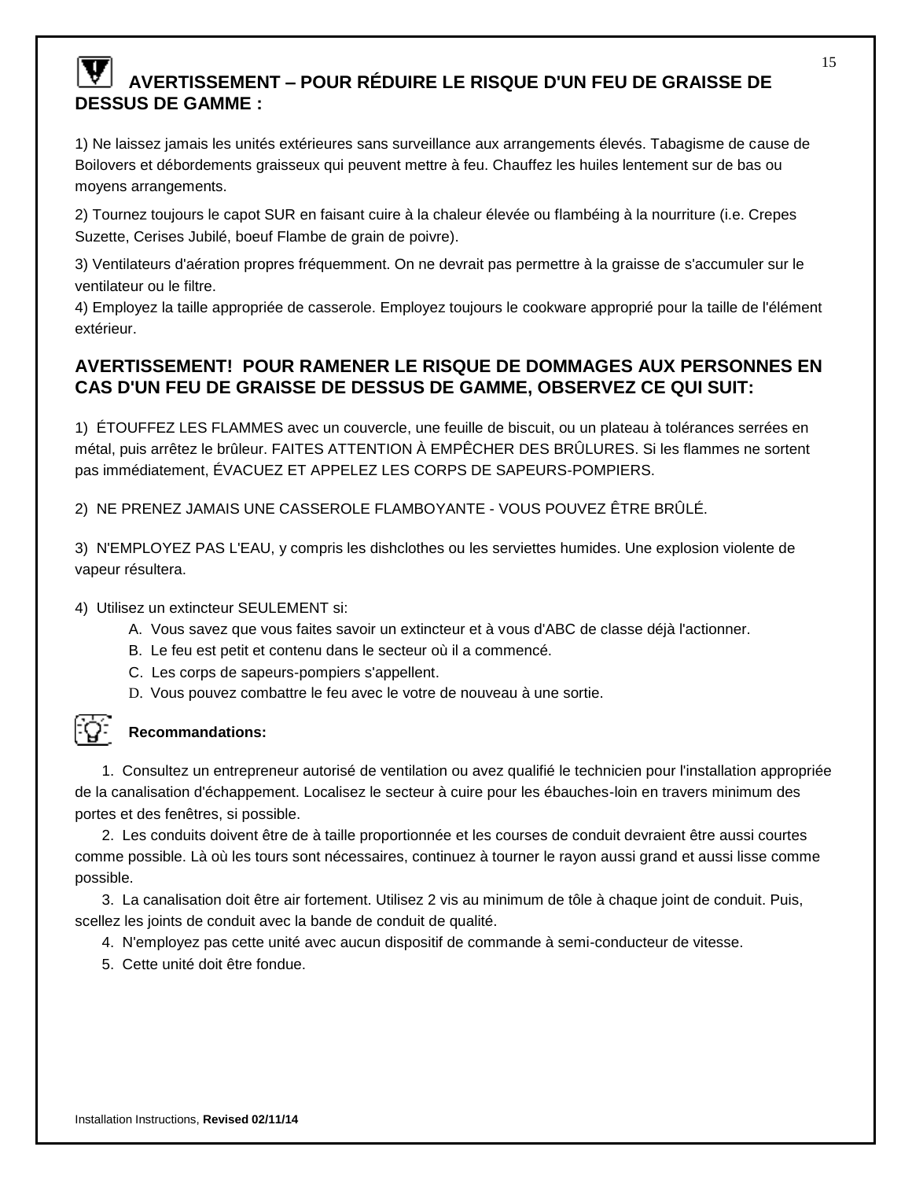## AVERTISSEMENT – POUR RÉDUIRE LE RISQUE D'UN FEU DE GRAISSE DE DESSUS DE GAMME :

1) Ne laissez jamais les unités extérieures sans surveillance aux arrangements élevés. Tabagisme de cause de Boilovers et débordements graisseux qui peuvent mettre à feu. Chauffez les huiles lentement sur de bas ou moyens arrangements.

2) Tournez toujours le capot SUR en faisant cuire à la chaleur élevée ou flambéing à la nourriture (i.e. Crepes Suzette, Cerises Jubilé, boeuf Flambe de grain de poivre).

3) Ventilateurs d'aération propres fréquemment. On ne devrait pas permettre à la graisse de s'accumuler sur le ventilateur ou le filtre.

4) Employez la taille appropriée de casserole. Employez toujours le cookware approprié pour la taille de l'élément extérieur.

## AVERTISSEMENT! POUR RAMENER LE RISQUE DE DOMMAGES AUX PERSONNES EN CAS D'UN FEU DE GRAISSE DE DESSUS DE GAMME, OBSERVEZ CE QUI SUIT:

1) ÉTOUFFEZ LES FLAMMES avec un couvercle, une feuille de biscuit, ou un plateau à tolérances serrées en métal, puis arrêtez le brûleur. FAITES ATTENTION À EMPÊCHER DES BRÛLURES. Si les flammes ne sortent pas immédiatement, ÉVACUEZ ET APPELEZ LES CORPS DE SAPEURS-POMPIERS.

2) NE PRENEZ JAMAIS UNE CASSEROLE FLAMBOYANTE - VOUS POUVEZ ÊTRE BRÛLÉ.

3) N'EMPLOYEZ PAS L'EAU, y compris les dishclothes ou les serviettes humides. Une explosion violente de vapeur résultera.

4) Utilisez un extincteur SEULEMENT si:

   A. Vous savez que vous faites savoir un extincteur et à vous d'ABC de classe déjà l'actionner.
   B. Le feu est petit et contenu dans le secteur où il a commencé.
   C. Les corps de sapeurs-pompiers s'appellent.
   D. Vous pouvez combattre le feu avec le votre de nouveau à une sortie.

### Recommandations:

1. Consultez un entrepreneur autorisé de ventilation ou avez qualifié le technicien pour l'installation appropriée de la canalisation d'échappement. Localisez le secteur à cuire pour les ébauches-loin en travers minimum des portes et des fenêtres, si possible.
2. Les conduits doivent être de à taille proportionnée et les courses de conduit devraient être aussi courtes comme possible. Là où les tours sont nécessaires, continuez à tourner le rayon aussi grand et aussi lisse comme possible.
3. La canalisation doit être air fortement. Utilisez 2 vis au minimum de tôle à chaque joint de conduit. Puis, scellez les joints de conduit avec la bande de conduit de qualité.
4. N'employez pas cette unité avec aucun dispositif de commande à semi-conducteur de vitesse.
5. Cette unité doit être fondue.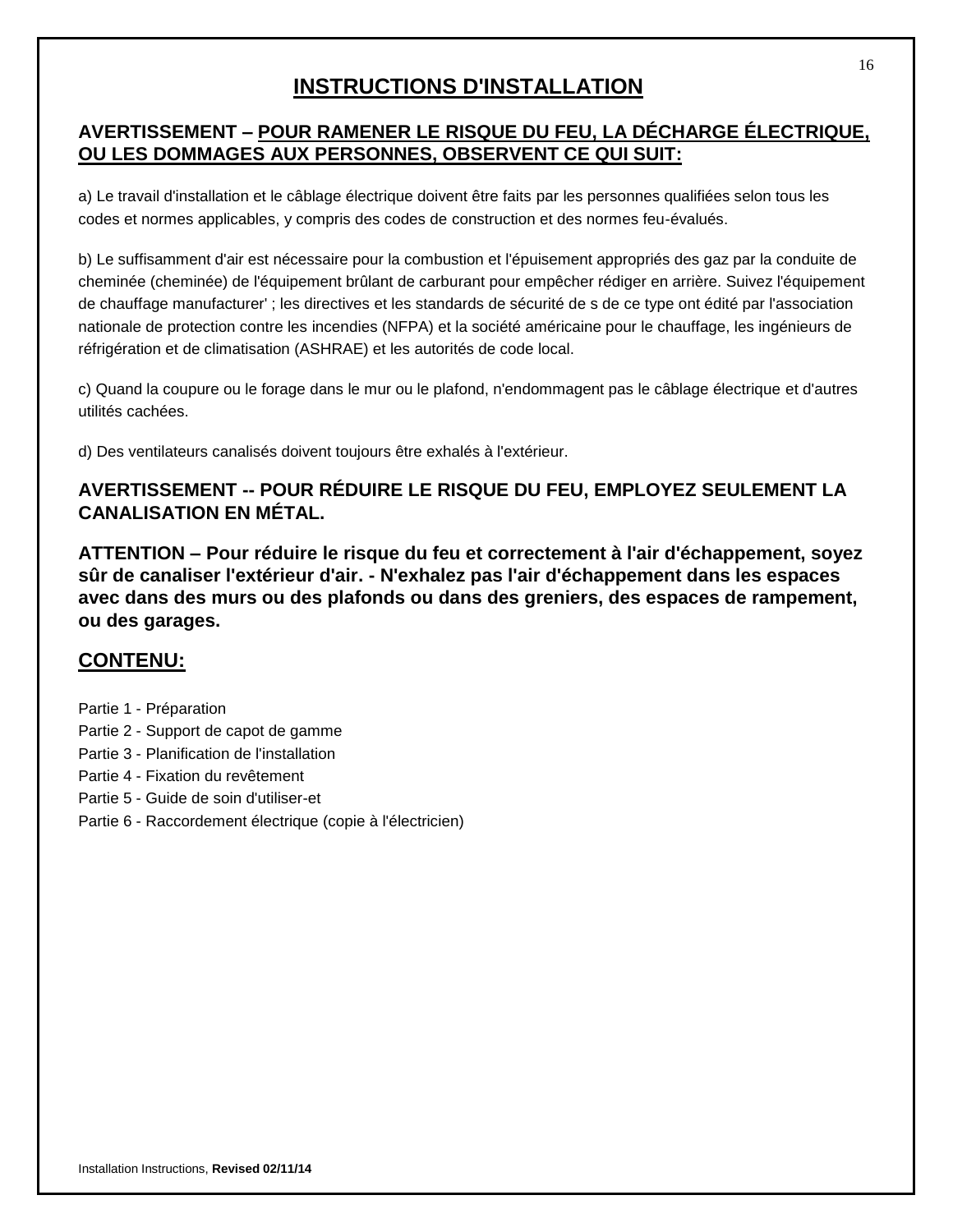# INSTRUCTIONS D'INSTALLATION

## AVERTISSEMENT – POUR RAMENER LE RISQUE DU FEU, LA DÉCHARGE ÉLECTRIQUE, OU LES DOMMAGES AUX PERSONNES, OBSERVENT CE QUI SUIT:

a) Le travail d'installation et le câblage électrique doivent être faits par les personnes qualifiées selon tous les codes et normes applicables, y compris des codes de construction et des normes feu-évalués.

b) Le suffisamment d'air est nécessaire pour la combustion et l'épuisement appropriés des gaz par la conduite de cheminée (cheminée) de l'équipement brûlant de carburant pour empêcher rédiger en arrière. Suivez l'équipement de chauffage manufacturer' ; les directives et les standards de sécurité de s de ce type ont édité par l'association nationale de protection contre les incendies (NFPA) et la société américaine pour le chauffage, les ingénieurs de réfrigération et de climatisation (ASHRAE) et les autorités de code local.

c) Quand la coupure ou le forage dans le mur ou le plafond, n'endommagent pas le câblage électrique et d'autres utilités cachées.

d) Des ventilateurs canalisés doivent toujours être exhalés à l'extérieur.

**AVERTISSEMENT -- POUR RÉDUIRE LE RISQUE DU FEU, EMPLOYEZ SEULEMENT LA CANALISATION EN MÉTAL.**

**ATTENTION – Pour réduire le risque du feu et correctement à l'air d'échappement, soyez sûr de canaliser l'extérieur d'air. - N'exhalez pas l'air d'échappement dans les espaces avec dans des murs ou des plafonds ou dans des greniers, des espaces de rampement, ou des garages.**

## CONTENU:

Partie 1 - Préparation
Partie 2 - Support de capot de gamme
Partie 3 - Planification de l'installation
Partie 4 - Fixation du revêtement
Partie 5 - Guide de soin d'utiliser-et
Partie 6 - Raccordement électrique (copie à l'électricien)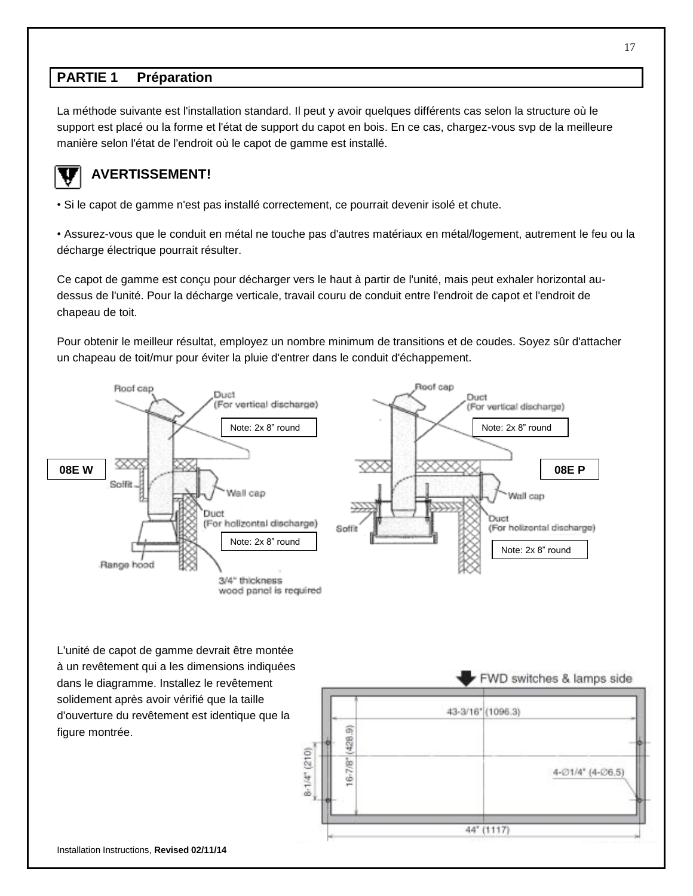## PARTIE 1 Préparation

La méthode suivante est l'installation standard. Il peut y avoir quelques différents cas selon la structure où le support est placé ou la forme et l'état de support du capot en bois. En ce cas, chargez-vous svp de la meilleure manière selon l'état de l'endroit où le capot de gamme est installé.

**AVERTISSEMENT!**

• Si le capot de gamme n'est pas installé correctement, ce pourrait devenir isolé et chute.

• Assurez-vous que le conduit en métal ne touche pas d'autres matériaux en métal/logement, autrement le feu ou la décharge électrique pourrait résulter.

Ce capot de gamme est conçu pour décharger vers le haut à partir de l'unité, mais peut exhaler horizontal au-dessus de l'unité. Pour la décharge verticale, travail couru de conduit entre l'endroit de capot et l'endroit de chapeau de toit.

Pour obtenir le meilleur résultat, employez un nombre minimum de transitions et de coudes. Soyez sûr d'attacher un chapeau de toit/mur pour éviter la pluie d'entrer dans le conduit d'échappement.

**08E W**

Roof cap
Duct (For vertical discharge)
Note: 2x 8" round
Soffit
Wall cap
Duct (For holizontal discharge)
Note: 2x 8" round
Range hood
3/4" thickness wood panel is required

**08E P**

Roof cap
Duct (For vertical discharge)
Note: 2x 8" round
Wall cap
Soffit
Duct (For holizontal discharge)
Note: 2x 8" round

L'unité de capot de gamme devrait être montée à un revêtement qui a les dimensions indiquées dans le diagramme. Installez le revêtement solidement après avoir vérifié que la taille d'ouverture du revêtement est identique que la figure montrée.

FWD switches & lamps side
43-3/16" (1096.3)
16-7/8" (428.9)
8-1/4" (210)
4-Ø1/4" (4-Ø6.5)
44" (1117)

Installation Instructions, **Revised 02/11/14**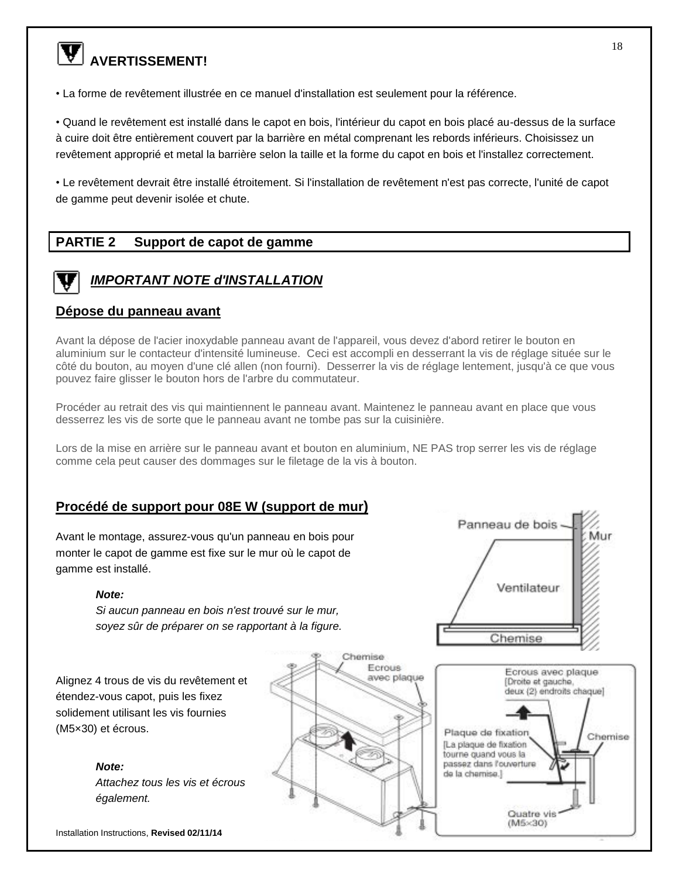## AVERTISSEMENT!

• La forme de revêtement illustrée en ce manuel d'installation est seulement pour la référence.

• Quand le revêtement est installé dans le capot en bois, l'intérieur du capot en bois placé au-dessus de la surface à cuire doit être entièrement couvert par la barrière en métal comprenant les rebords inférieurs. Choisissez un revêtement approprié et metal la barrière selon la taille et la forme du capot en bois et l'installez correctement.

• Le revêtement devrait être installé étroitement. Si l'installation de revêtement n'est pas correcte, l'unité de capot de gamme peut devenir isolée et chute.

## PARTIE 2 Support de capot de gamme

### *IMPORTANT NOTE d'INSTALLATION*

#### Dépose du panneau avant

Avant la dépose de l'acier inoxydable panneau avant de l'appareil, vous devez d'abord retirer le bouton en aluminium sur le contacteur d'intensité lumineuse. Ceci est accompli en desserrant la vis de réglage située sur le côté du bouton, au moyen d'une clé allen (non fourni). Desserrer la vis de réglage lentement, jusqu'à ce que vous pouvez faire glisser le bouton hors de l'arbre du commutateur.

Procéder au retrait des vis qui maintiennent le panneau avant. Maintenez le panneau avant en place que vous desserrez les vis de sorte que le panneau avant ne tombe pas sur la cuisinière.

Lors de la mise en arrière sur le panneau avant et bouton en aluminium, NE PAS trop serrer les vis de réglage comme cela peut causer des dommages sur le filetage de la vis à bouton.

#### Procédé de support pour 08E W (support de mur)

Avant le montage, assurez-vous qu'un panneau en bois pour monter le capot de gamme est fixe sur le mur où le capot de gamme est installé.

> ***Note:***
> *Si aucun panneau en bois n'est trouvé sur le mur, soyez sûr de préparer on se rapportant à la figure.*

Panneau de bois
Mur
Ventilateur
Chemise

Alignez 4 trous de vis du revêtement et étendez-vous capot, puis les fixez solidement utilisant les vis fournies (M5×30) et écrous.

> ***Note:***
> *Attachez tous les vis et écrous également.*

Chemise
Ecrous avec plaque
Ecrous avec plaque [Droite et gauche, deux (2) endroits chaque]
Plaque de fixation [La plaque de fixation tourne quand vous la passez dans l'ouverture de la chemise.]
Chemise
Quatre vis (M5×30)

Installation Instructions, **Revised 02/11/14**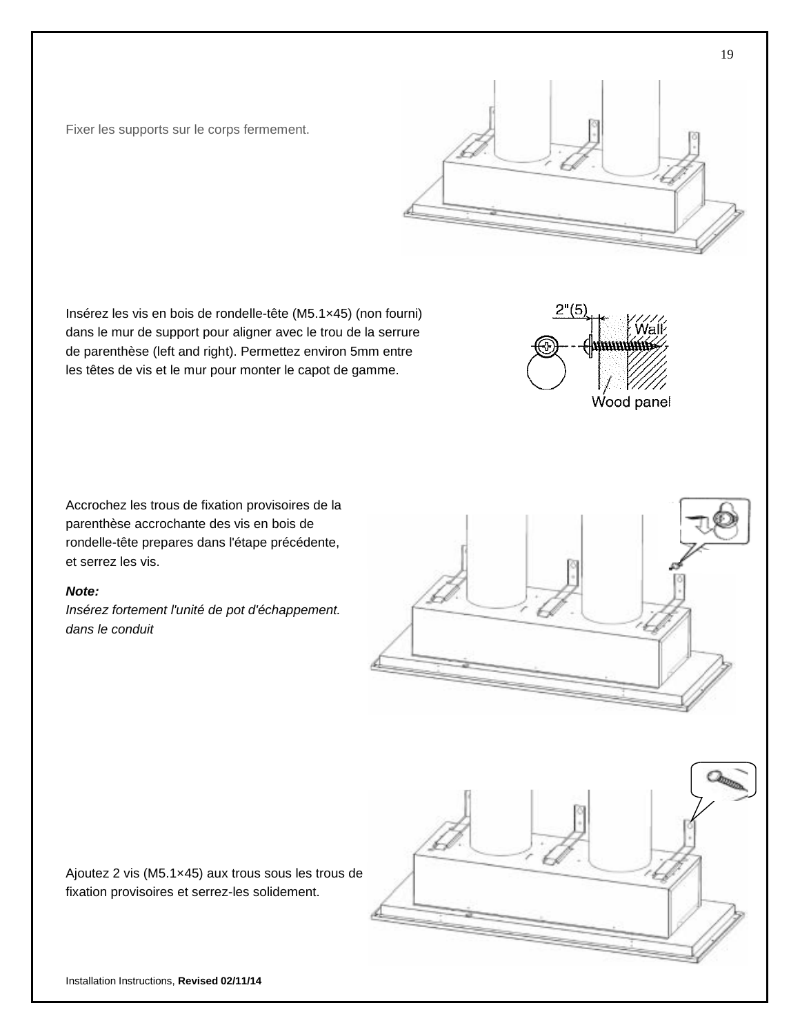Fixer les supports sur le corps fermement.

Insérez les vis en bois de rondelle-tête (M5.1×45) (non fourni) dans le mur de support pour aligner avec le trou de la serrure de parenthèse (left and right). Permettez environ 5mm entre les têtes de vis et le mur pour monter le capot de gamme.

2"(5)

Wall

Wood panel

Accrochez les trous de fixation provisoires de la parenthèse accrochante des vis en bois de rondelle-tête prepares dans l'étape précédente, et serrez les vis.

***Note:***
*Insérez fortement l'unité de pot d'échappement. dans le conduit*

Ajoutez 2 vis (M5.1×45) aux trous sous les trous de fixation provisoires et serrez-les solidement.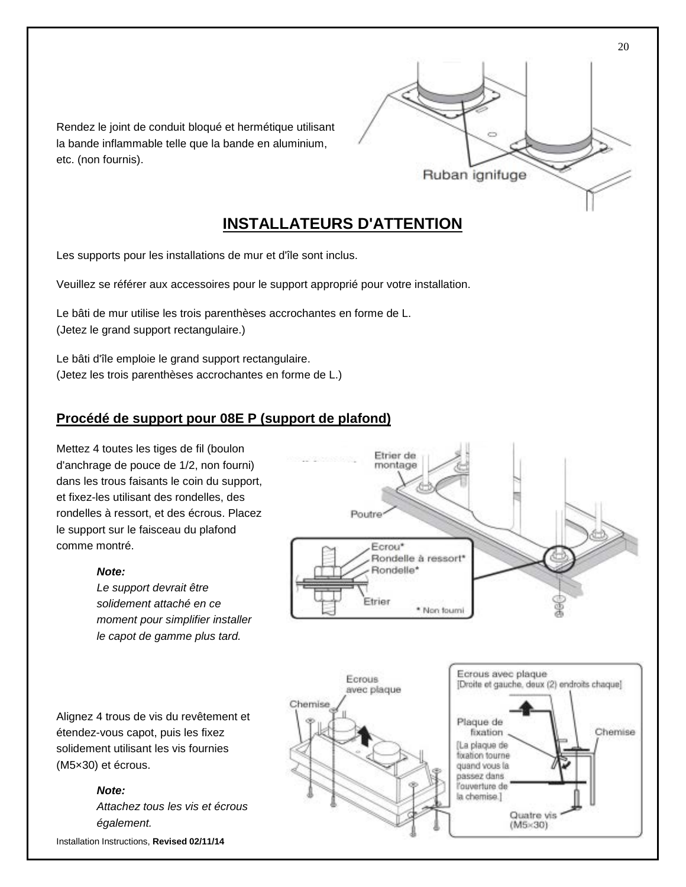Rendez le joint de conduit bloqué et hermétique utilisant la bande inflammable telle que la bande en aluminium, etc. (non fournis).

Ruban ignifuge

## INSTALLATEURS D'ATTENTION

Les supports pour les installations de mur et d'île sont inclus.

Veuillez se référer aux accessoires pour le support approprié pour votre installation.

Le bâti de mur utilise les trois parenthèses accrochantes en forme de L.
(Jetez le grand support rectangulaire.)

Le bâti d'île emploie le grand support rectangulaire.
(Jetez les trois parenthèses accrochantes en forme de L.)

### Procédé de support pour 08E P (support de plafond)

Mettez 4 toutes les tiges de fil (boulon d'anchrage de pouce de 1/2, non fourni) dans les trous faisants le coin du support, et fixez-les utilisant des rondelles, des rondelles à ressort, et des écrous. Placez le support sur le faisceau du plafond comme montré.

> ***Note:***
> *Le support devrait être solidement attaché en ce moment pour simplifier installer le capot de gamme plus tard.*

Etrier de montage
Poutre
Ecrou*
Rondelle à ressort*
Rondelle*
Etrier
* Non fourni

Alignez 4 trous de vis du revêtement et étendez-vous capot, puis les fixez solidement utilisant les vis fournies (M5×30) et écrous.

> ***Note:***
> *Attachez tous les vis et écrous également.*

Ecrous avec plaque
Chemise
Ecrous avec plaque [Droite et gauche, deux (2) endroits chaque]
Plaque de fixation
[La plaque de fixation tourne quand vous la passez dans l'ouverture de la chemise.]
Chemise
Quatre vis (M5×30)

Installation Instructions, **Revised 02/11/14**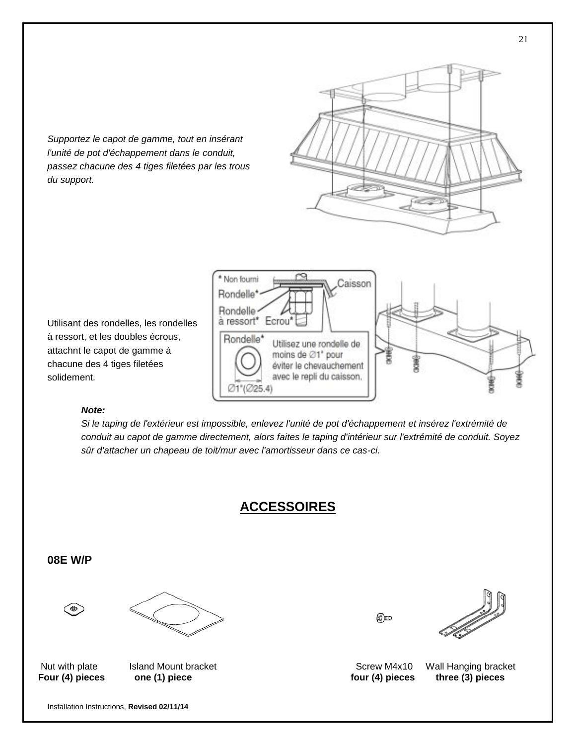*Supportez le capot de gamme, tout en insérant l'unité de pot d'échappement dans le conduit, passez chacune des 4 tiges filetées par les trous du support.*

Utilisant des rondelles, les rondelles à ressort, et les doubles écrous, attachnt le capot de gamme à chacune des 4 tiges filetées solidement.

* Non fourni
Caisson
Rondelle*
Rondelle à ressort*
Ecrou*
Rondelle*
Utilisez une rondelle de moins de Ø1" pour éviter le chevauchement avec le repli du caisson.
Ø1"(Ø25.4)

***Note:***
*Si le taping de l'extérieur est impossible, enlevez l'unité de pot d'échappement et insérez l'extrémité de conduit au capot de gamme directement, alors faites le taping d'intérieur sur l'extrémité de conduit. Soyez sûr d'attacher un chapeau de toit/mur avec l'amortisseur dans ce cas-ci.*

## ACCESSOIRES

### 08E W/P

| Nut with plate | Island Mount bracket | Screw M4x10 | Wall Hanging bracket |
|---|---|---|---|
| **Four (4) pieces** | **one (1) piece** | **four (4) pieces** | **three (3) pieces** |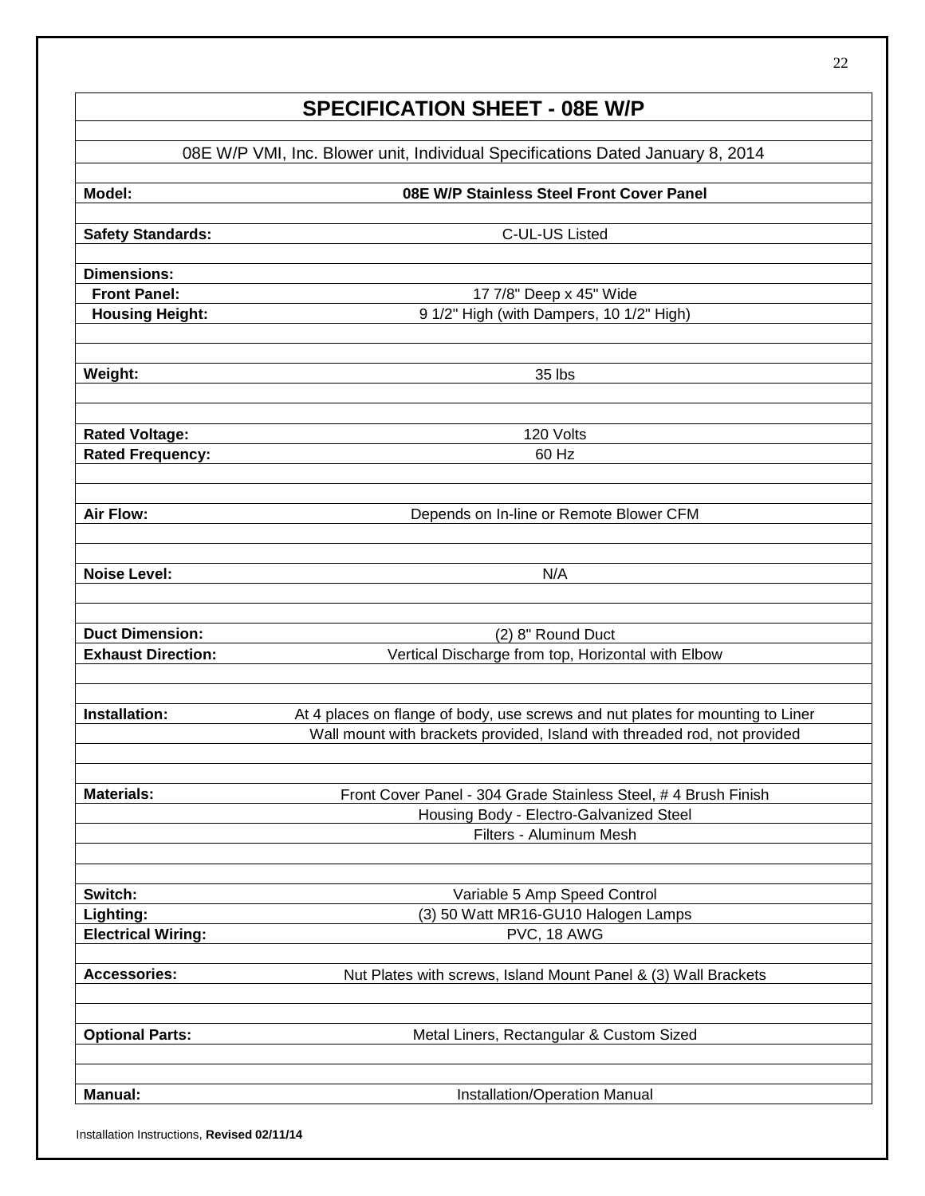# SPECIFICATION SHEET - 08E W/P

08E W/P VMI, Inc. Blower unit, Individual Specifications Dated January 8, 2014

| | |
|---|---|
| **Model:** | **08E W/P Stainless Steel Front Cover Panel** |
| **Safety Standards:** | C-UL-US Listed |
| **Dimensions:** | |
| **Front Panel:** | 17 7/8" Deep x 45" Wide |
| **Housing Height:** | 9 1/2" High (with Dampers, 10 1/2" High) |
| **Weight:** | 35 lbs |
| **Rated Voltage:** | 120 Volts |
| **Rated Frequency:** | 60 Hz |
| **Air Flow:** | Depends on In-line or Remote Blower CFM |
| **Noise Level:** | N/A |
| **Duct Dimension:** | (2) 8" Round Duct |
| **Exhaust Direction:** | Vertical Discharge from top, Horizontal with Elbow |
| **Installation:** | At 4 places on flange of body, use screws and nut plates for mounting to Liner |
| | Wall mount with brackets provided, Island with threaded rod, not provided |
| **Materials:** | Front Cover Panel - 304 Grade Stainless Steel, # 4 Brush Finish |
| | Housing Body - Electro-Galvanized Steel |
| | Filters - Aluminum Mesh |
| **Switch:** | Variable 5 Amp Speed Control |
| **Lighting:** | (3) 50 Watt MR16-GU10 Halogen Lamps |
| **Electrical Wiring:** | PVC, 18 AWG |
| **Accessories:** | Nut Plates with screws, Island Mount Panel & (3) Wall Brackets |
| **Optional Parts:** | Metal Liners, Rectangular & Custom Sized |
| **Manual:** | Installation/Operation Manual |

Installation Instructions, **Revised 02/11/14**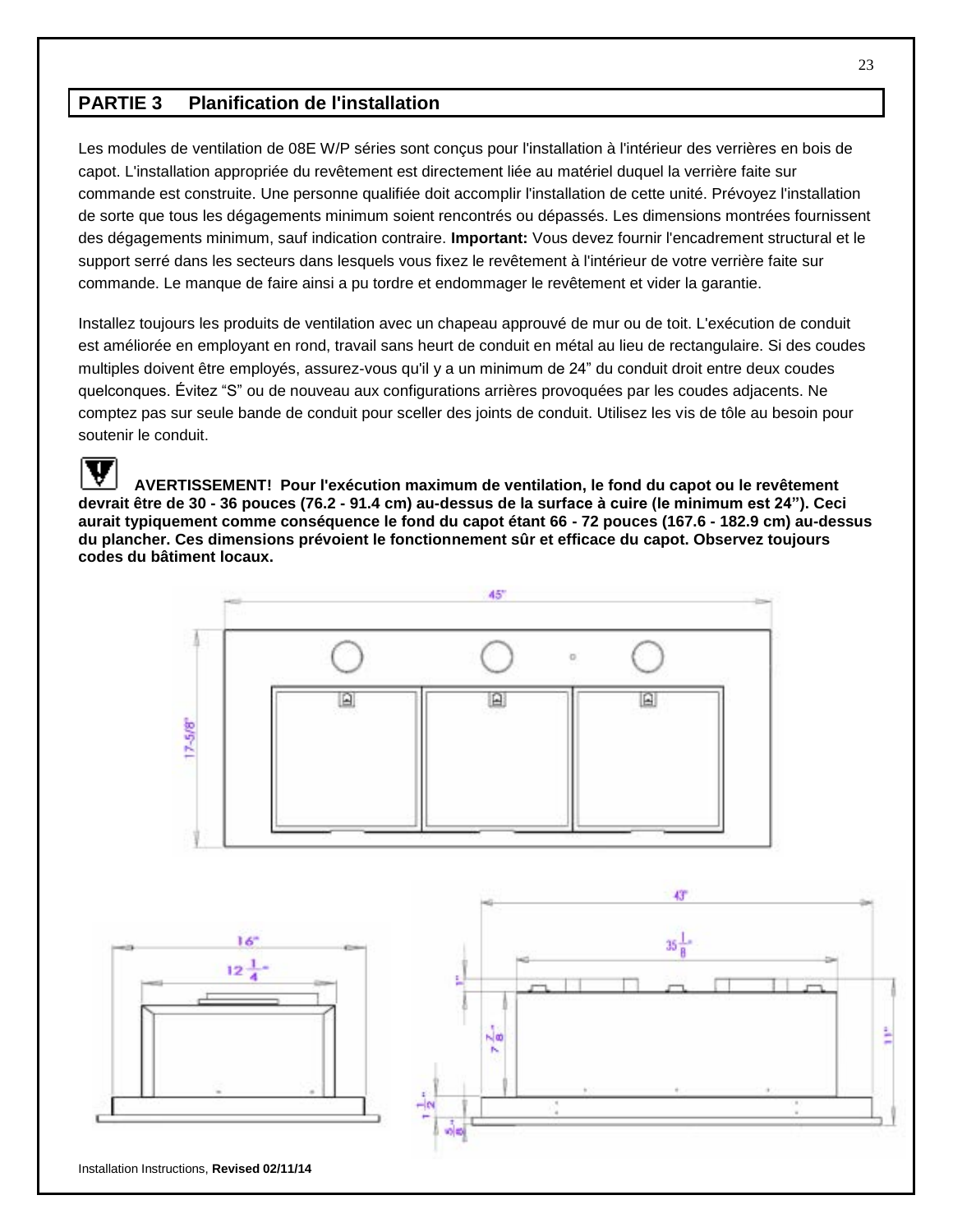## PARTIE 3 Planification de l'installation

Les modules de ventilation de 08E W/P séries sont conçus pour l'installation à l'intérieur des verrières en bois de capot. L'installation appropriée du revêtement est directement liée au matériel duquel la verrière faite sur commande est construite. Une personne qualifiée doit accomplir l'installation de cette unité. Prévoyez l'installation de sorte que tous les dégagements minimum soient rencontrés ou dépassés. Les dimensions montrées fournissent des dégagements minimum, sauf indication contraire. **Important:** Vous devez fournir l'encadrement structural et le support serré dans les secteurs dans lesquels vous fixez le revêtement à l'intérieur de votre verrière faite sur commande. Le manque de faire ainsi a pu tordre et endommager le revêtement et vider la garantie.

Installez toujours les produits de ventilation avec un chapeau approuvé de mur ou de toit. L'exécution de conduit est améliorée en employant en rond, travail sans heurt de conduit en métal au lieu de rectangulaire. Si des coudes multiples doivent être employés, assurez-vous qu'il y a un minimum de 24” du conduit droit entre deux coudes quelconques. Évitez “S” ou de nouveau aux configurations arrières provoquées par les coudes adjacents. Ne comptez pas sur seule bande de conduit pour sceller des joints de conduit. Utilisez les vis de tôle au besoin pour soutenir le conduit.

**AVERTISSEMENT! Pour l'exécution maximum de ventilation, le fond du capot ou le revêtement devrait être de 30 - 36 pouces (76.2 - 91.4 cm) au-dessus de la surface à cuire (le minimum est 24”). Ceci aurait typiquement comme conséquence le fond du capot étant 66 - 72 pouces (167.6 - 182.9 cm) au-dessus du plancher. Ces dimensions prévoient le fonctionnement sûr et efficace du capot. Observez toujours codes du bâtiment locaux.**

45"

17-5/8"

16"

12 1/4"

43"

35 1/8"

1"

7 7/8"

11"

1 1/2"

5/8"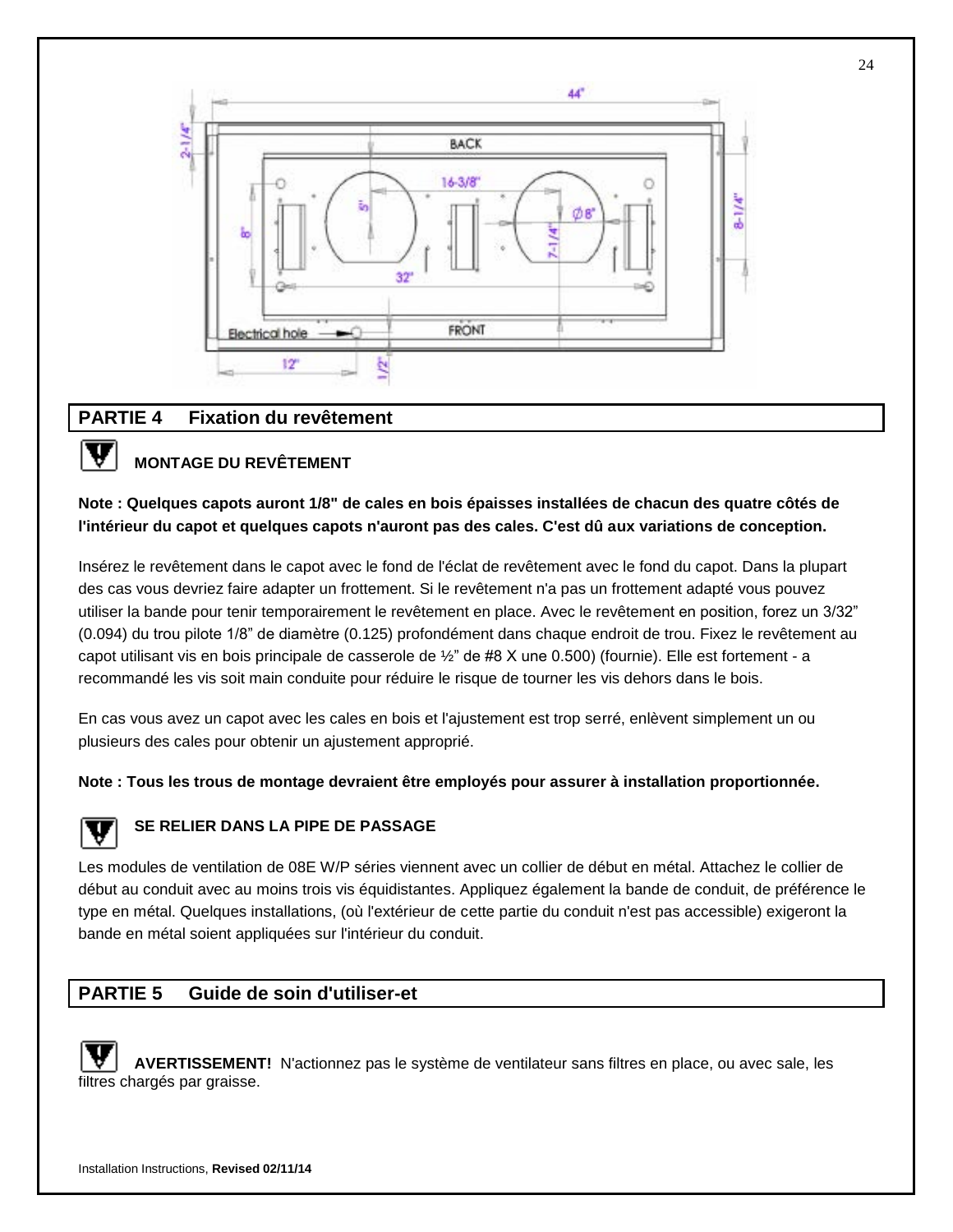## PARTIE 4 Fixation du revêtement

**MONTAGE DU REVÊTEMENT**

**Note : Quelques capots auront 1/8" de cales en bois épaisses installées de chacun des quatre côtés de l'intérieur du capot et quelques capots n'auront pas des cales. C'est dû aux variations de conception.**

Insérez le revêtement dans le capot avec le fond de l'éclat de revêtement avec le fond du capot. Dans la plupart des cas vous devriez faire adapter un frottement. Si le revêtement n'a pas un frottement adapté vous pouvez utiliser la bande pour tenir temporairement le revêtement en place. Avec le revêtement en position, forez un 3/32" (0.094) du trou pilote 1/8" de diamètre (0.125) profondément dans chaque endroit de trou. Fixez le revêtement au capot utilisant vis en bois principale de casserole de ½" de #8 X une 0.500) (fournie). Elle est fortement - a recommandé les vis soit main conduite pour réduire le risque de tourner les vis dehors dans le bois.

En cas vous avez un capot avec les cales en bois et l'ajustement est trop serré, enlèvent simplement un ou plusieurs des cales pour obtenir un ajustement approprié.

**Note : Tous les trous de montage devraient être employés pour assurer à installation proportionnée.**

**SE RELIER DANS LA PIPE DE PASSAGE**

Les modules de ventilation de 08E W/P séries viennent avec un collier de début en métal. Attachez le collier de début au conduit avec au moins trois vis équidistantes. Appliquez également la bande de conduit, de préférence le type en métal. Quelques installations, (où l'extérieur de cette partie du conduit n'est pas accessible) exigeront la bande en métal soient appliquées sur l'intérieur du conduit.

## PARTIE 5 Guide de soin d'utiliser-et

**AVERTISSEMENT!** N'actionnez pas le système de ventilateur sans filtres en place, ou avec sale, les filtres chargés par graisse.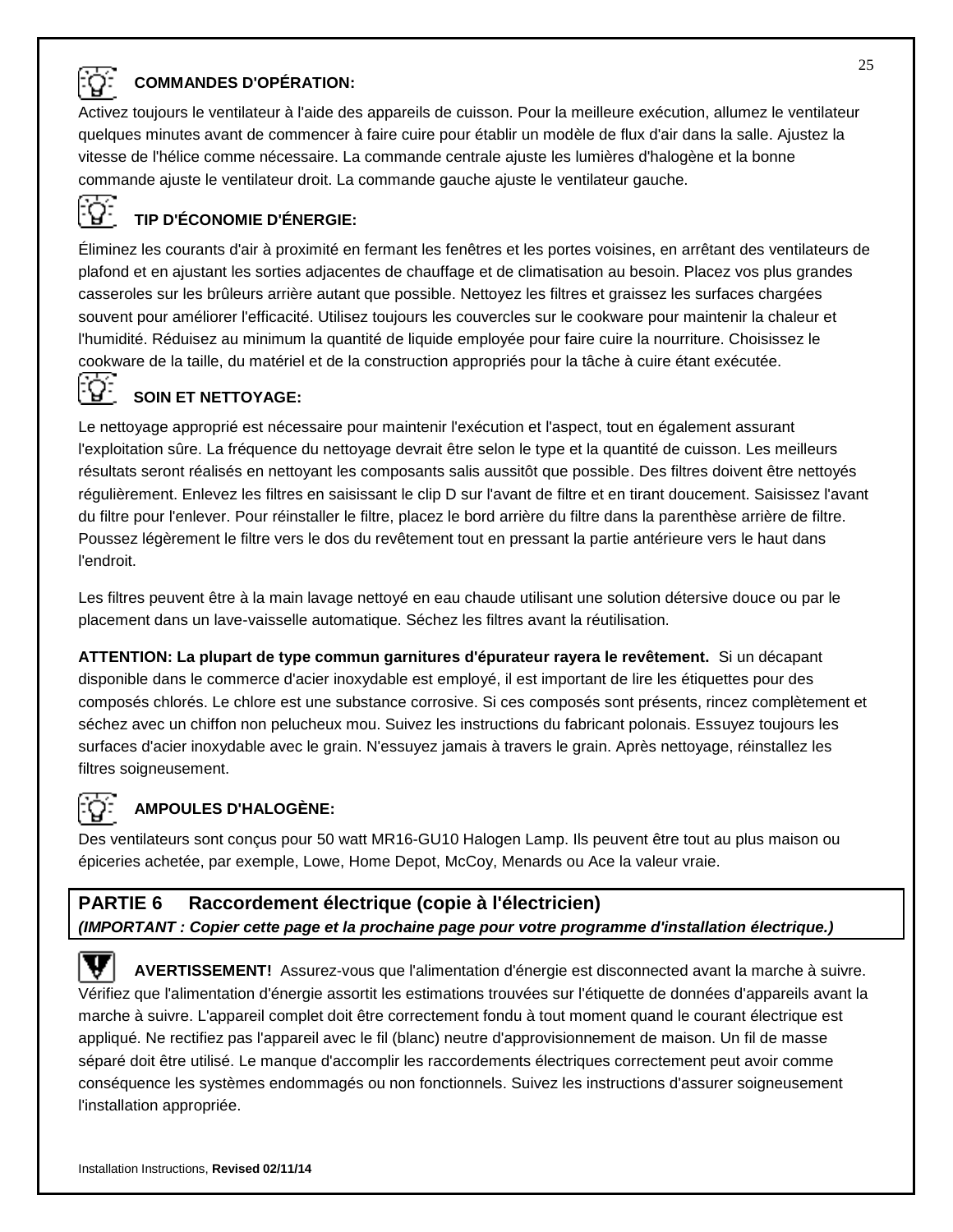### COMMANDES D'OPÉRATION:

Activez toujours le ventilateur à l'aide des appareils de cuisson. Pour la meilleure exécution, allumez le ventilateur quelques minutes avant de commencer à faire cuire pour établir un modèle de flux d'air dans la salle. Ajustez la vitesse de l'hélice comme nécessaire. La commande centrale ajuste les lumières d'halogène et la bonne commande ajuste le ventilateur droit. La commande gauche ajuste le ventilateur gauche.

### TIP D'ÉCONOMIE D'ÉNERGIE:

Éliminez les courants d'air à proximité en fermant les fenêtres et les portes voisines, en arrêtant des ventilateurs de plafond et en ajustant les sorties adjacentes de chauffage et de climatisation au besoin. Placez vos plus grandes casseroles sur les brûleurs arrière autant que possible. Nettoyez les filtres et graissez les surfaces chargées souvent pour améliorer l'efficacité. Utilisez toujours les couvercles sur le cookware pour maintenir la chaleur et l'humidité. Réduisez au minimum la quantité de liquide employée pour faire cuire la nourriture. Choisissez le cookware de la taille, du matériel et de la construction appropriés pour la tâche à cuire étant exécutée.

### SOIN ET NETTOYAGE:

Le nettoyage approprié est nécessaire pour maintenir l'exécution et l'aspect, tout en également assurant l'exploitation sûre. La fréquence du nettoyage devrait être selon le type et la quantité de cuisson. Les meilleurs résultats seront réalisés en nettoyant les composants salis aussitôt que possible. Des filtres doivent être nettoyés régulièrement. Enlevez les filtres en saisissant le clip D sur l'avant de filtre et en tirant doucement. Saisissez l'avant du filtre pour l'enlever. Pour réinstaller le filtre, placez le bord arrière du filtre dans la parenthèse arrière de filtre. Poussez légèrement le filtre vers le dos du revêtement tout en pressant la partie antérieure vers le haut dans l'endroit.

Les filtres peuvent être à la main lavage nettoyé en eau chaude utilisant une solution détersive douce ou par le placement dans un lave-vaisselle automatique. Séchez les filtres avant la réutilisation.

**ATTENTION: La plupart de type commun garnitures d'épurateur rayera le revêtement.** Si un décapant disponible dans le commerce d'acier inoxydable est employé, il est important de lire les étiquettes pour des composés chlorés. Le chlore est une substance corrosive. Si ces composés sont présents, rincez complètement et séchez avec un chiffon non pelucheux mou. Suivez les instructions du fabricant polonais. Essuyez toujours les surfaces d'acier inoxydable avec le grain. N'essuyez jamais à travers le grain. Après nettoyage, réinstallez les filtres soigneusement.

### AMPOULES D'HALOGÈNE:

Des ventilateurs sont conçus pour 50 watt MR16-GU10 Halogen Lamp. Ils peuvent être tout au plus maison ou épiceries achetée, par exemple, Lowe, Home Depot, McCoy, Menards ou Ace la valeur vraie.

## PARTIE 6 Raccordement électrique (copie à l'électricien)

***(IMPORTANT : Copier cette page et la prochaine page pour votre programme d'installation électrique.)***

**AVERTISSEMENT!** Assurez-vous que l'alimentation d'énergie est disconnected avant la marche à suivre. Vérifiez que l'alimentation d'énergie assortit les estimations trouvées sur l'étiquette de données d'appareils avant la marche à suivre. L'appareil complet doit être correctement fondu à tout moment quand le courant électrique est appliqué. Ne rectifiez pas l'appareil avec le fil (blanc) neutre d'approvisionnement de maison. Un fil de masse séparé doit être utilisé. Le manque d'accomplir les raccordements électriques correctement peut avoir comme conséquence les systèmes endommagés ou non fonctionnels. Suivez les instructions d'assurer soigneusement l'installation appropriée.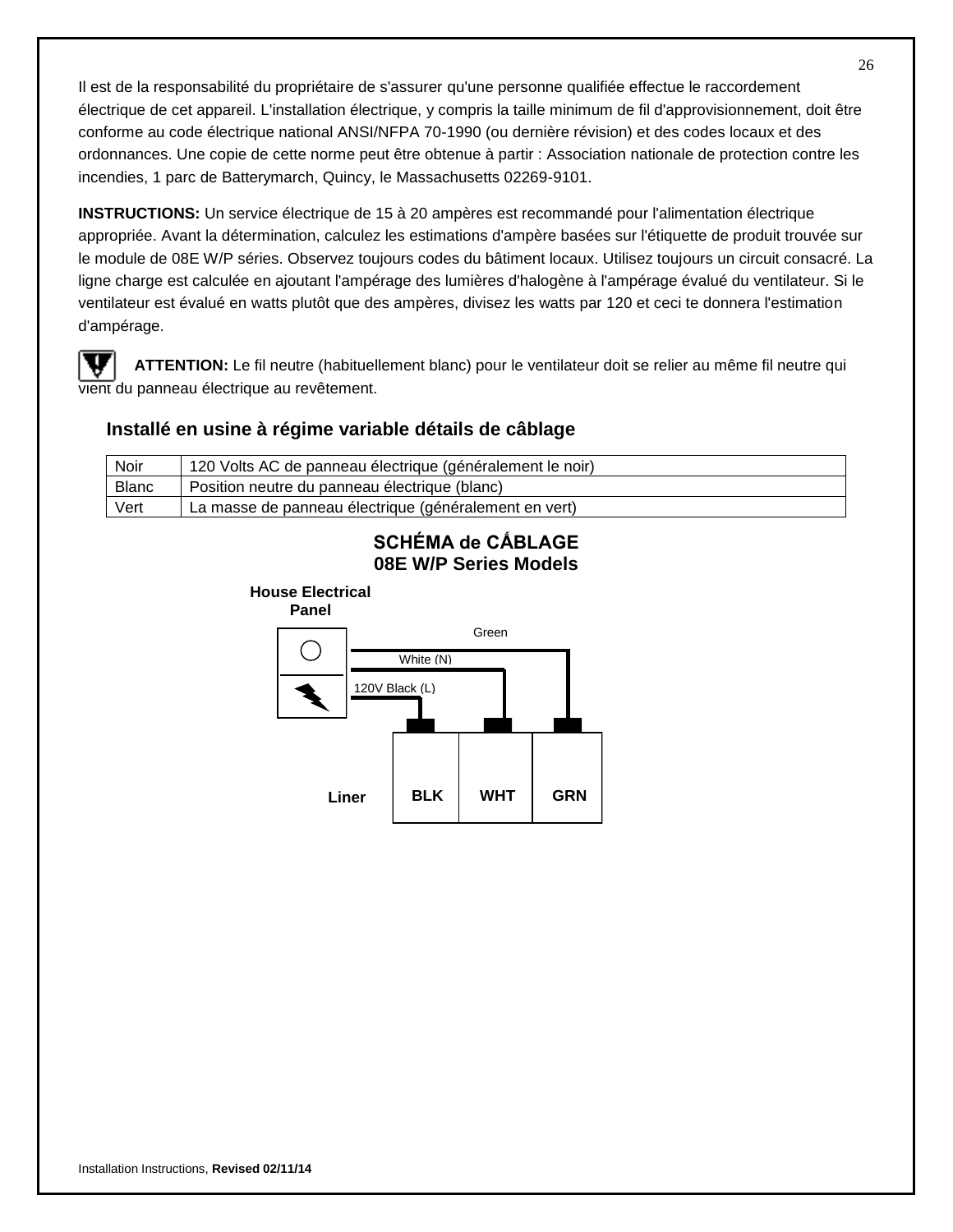Il est de la responsabilité du propriétaire de s'assurer qu'une personne qualifiée effectue le raccordement électrique de cet appareil. L'installation électrique, y compris la taille minimum de fil d'approvisionnement, doit être conforme au code électrique national ANSI/NFPA 70-1990 (ou dernière révision) et des codes locaux et des ordonnances. Une copie de cette norme peut être obtenue à partir : Association nationale de protection contre les incendies, 1 parc de Batterymarch, Quincy, le Massachusetts 02269-9101.

**INSTRUCTIONS:** Un service électrique de 15 à 20 ampères est recommandé pour l'alimentation électrique appropriée. Avant la détermination, calculez les estimations d'ampère basées sur l'étiquette de produit trouvée sur le module de 08E W/P séries. Observez toujours codes du bâtiment locaux. Utilisez toujours un circuit consacré. La ligne charge est calculée en ajoutant l'ampérage des lumières d'halogène à l'ampérage évalué du ventilateur. Si le ventilateur est évalué en watts plutôt que des ampères, divisez les watts par 120 et ceci te donnera l'estimation d'ampérage.

**ATTENTION:** Le fil neutre (habituellement blanc) pour le ventilateur doit se relier au même fil neutre qui vient du panneau électrique au revêtement.

### Installé en usine à régime variable détails de câblage

| Noir | 120 Volts AC de panneau électrique (généralement le noir) |
|---|---|
| Blanc | Position neutre du panneau électrique (blanc) |
| Vert | La masse de panneau électrique (généralement en vert) |

### SCHÉMA de CÁBLAGE
### 08E W/P Series Models

House Electrical Panel

Green

White (N)

120V Black (L)

Liner

BLK | WHT | GRN

Installation Instructions, **Revised 02/11/14**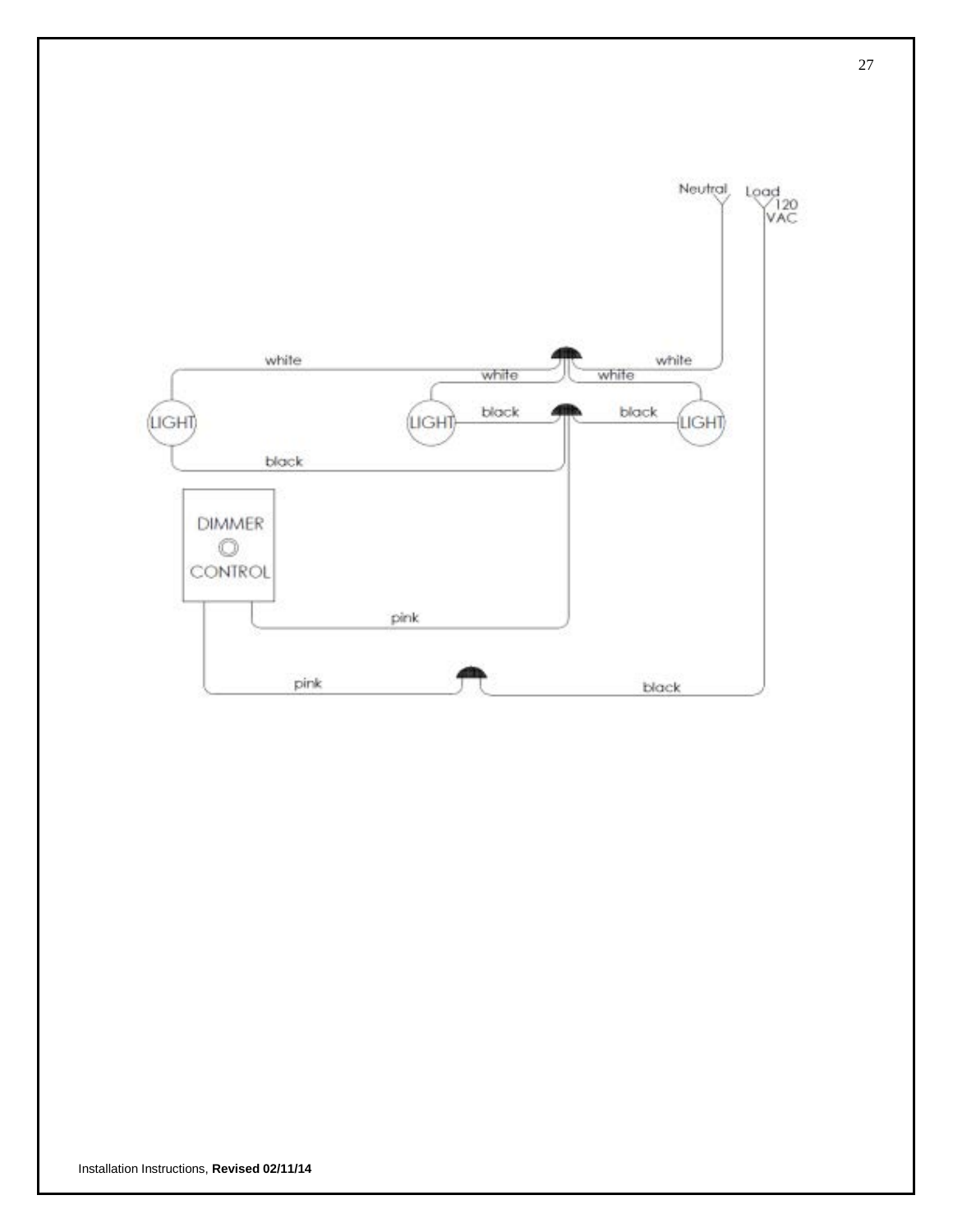Neutral Load 120 VAC

white white white white

LIGHT LIGHT black black LIGHT

black

DIMMER CONTROL

pink

pink black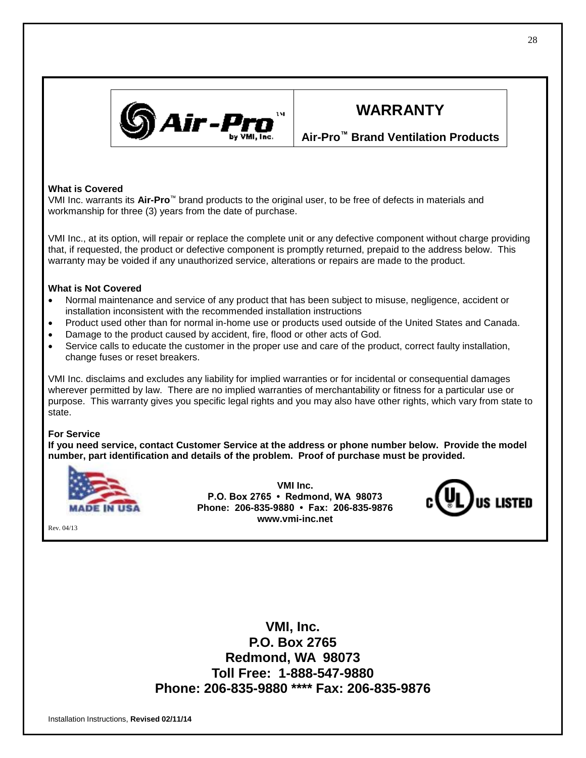# WARRANTY

**Air-Pro™ Brand Ventilation Products**

**What is Covered**

VMI Inc. warrants its **Air-Pro™** brand products to the original user, to be free of defects in materials and workmanship for three (3) years from the date of purchase.

VMI Inc., at its option, will repair or replace the complete unit or any defective component without charge providing that, if requested, the product or defective component is promptly returned, prepaid to the address below. This warranty may be voided if any unauthorized service, alterations or repairs are made to the product.

**What is Not Covered**

- Normal maintenance and service of any product that has been subject to misuse, negligence, accident or installation inconsistent with the recommended installation instructions
- Product used other than for normal in-home use or products used outside of the United States and Canada.
- Damage to the product caused by accident, fire, flood or other acts of God.
- Service calls to educate the customer in the proper use and care of the product, correct faulty installation, change fuses or reset breakers.

VMI Inc. disclaims and excludes any liability for implied warranties or for incidental or consequential damages wherever permitted by law. There are no implied warranties of merchantability or fitness for a particular use or purpose. This warranty gives you specific legal rights and you may also have other rights, which vary from state to state.

**For Service**

**If you need service, contact Customer Service at the address or phone number below. Provide the model number, part identification and details of the problem. Proof of purchase must be provided.**

MADE IN USA

**VMI Inc.**
**P.O. Box 2765 • Redmond, WA 98073**
**Phone: 206-835-9880 • Fax: 206-835-9876**
**www.vmi-inc.net**

c UL US LISTED

Rev. 04/13

**VMI, Inc.**
**P.O. Box 2765**
**Redmond, WA 98073**
**Toll Free: 1-888-547-9880**
**Phone: 206-835-9880 **** Fax: 206-835-9876**

Installation Instructions, **Revised 02/11/14**